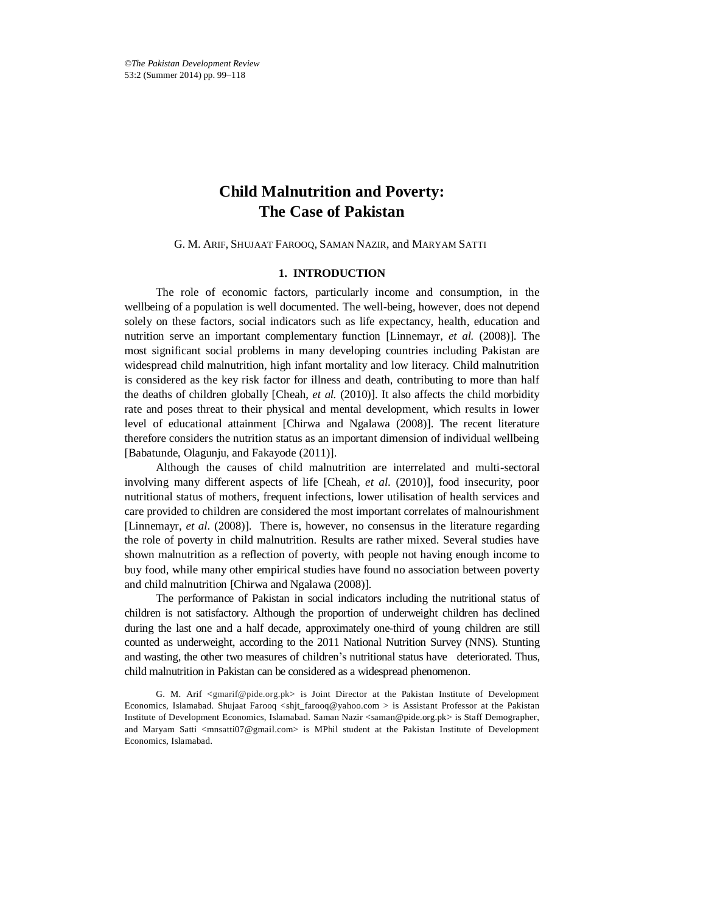# Child Malnutrition and Poverty: The Case of Pakistan

G. M. ARIF, SHUJAAT FAROOQ, SAMAN NAZIR, and MARYAM SATTI

## 1. INTRODUCTION

The role of economic factors, particularly income and consumption, in the wellbeing of a population is well documented. The well-being, however, does not depend solely on these factors, social indicators such as life expectancy, health, education and nutrition serve an important complementary function [Linnemayr, *et al.* (2008)]. The most significant social problems in many developing countries including Pakistan are widespread child malnutrition, high infant mortality and low literacy. Child malnutrition is considered as the key risk factor for illness and death, contributing to more than half the deaths of children globally [Cheah, *et al.* (2010)]. It also affects the child morbidity rate and poses threat to their physical and mental development, which results in lower level of educational attainment [Chirwa and Ngalawa (2008)]. The recent literature therefore considers the nutrition status as an important dimension of individual wellbeing [Babatunde, Olagunju, and Fakayode (2011)].

Although the causes of child malnutrition are interrelated and multi-sectoral involving many different aspects of life [Cheah, *et al*. (2010)], food insecurity, poor nutritional status of mothers, frequent infections, lower utilisation of health services and care provided to children are considered the most important correlates of malnourishment [Linnemayr, *et al*. (2008)]. There is, however, no consensus in the literature regarding the role of poverty in child malnutrition. Results are rather mixed. Several studies have shown malnutrition as a reflection of poverty, with people not having enough income to buy food, while many other empirical studies have found no association between poverty and child malnutrition [Chirwa and Ngalawa (2008)].

The performance of Pakistan in social indicators including the nutritional status of children is not satisfactory. Although the proportion of underweight children has declined during the last one and a half decade, approximately one-third of young children are still counted as underweight, according to the 2011 National Nutrition Survey (NNS). Stunting and wasting, the other two measures of children's nutritional status have deteriorated. Thus, child malnutrition in Pakistan can be considered as a widespread phenomenon.

G. M. Arif <gmarif@pide.org.pk> is Joint Director at the Pakistan Institute of Development Economics, Islamabad. Shujaat Farooq <shjt_farooq@yahoo.com > is Assistant Professor at the Pakistan Institute of Development Economics, Islamabad. Saman Nazir <saman@pide.org.pk> is Staff Demographer, and Maryam Satti <mnsatti07@gmail.com> is MPhil student at the Pakistan Institute of Development Economics, Islamabad.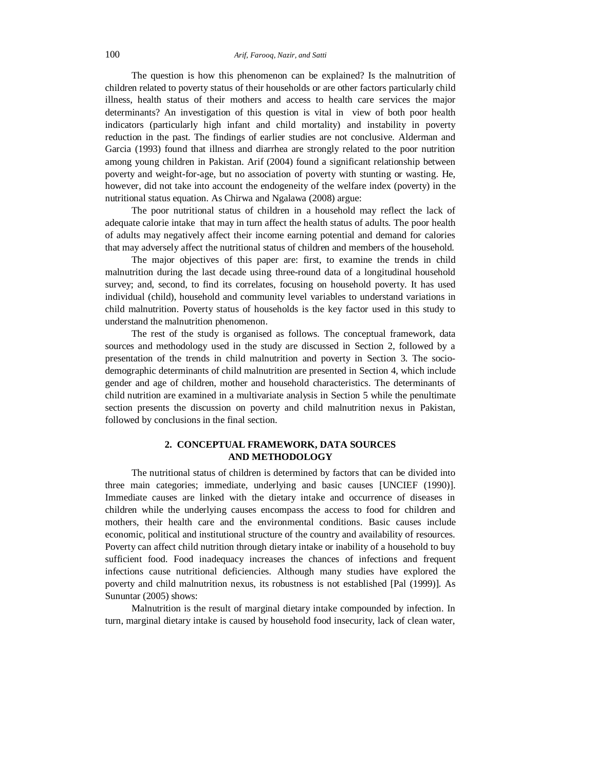The question is how this phenomenon can be explained? Is the malnutrition of children related to poverty status of their households or are other factors particularly child illness, health status of their mothers and access to health care services the major determinants? An investigation of this question is vital in view of both poor health indicators (particularly high infant and child mortality) and instability in poverty reduction in the past. The findings of earlier studies are not conclusive. Alderman and Garcia (1993) found that illness and diarrhea are strongly related to the poor nutrition among young children in Pakistan. Arif (2004) found a significant relationship between poverty and weight-for-age, but no association of poverty with stunting or wasting. He, however, did not take into account the endogeneity of the welfare index (poverty) in the nutritional status equation. As Chirwa and Ngalawa (2008) argue:

The poor nutritional status of children in a household may reflect the lack of adequate calorie intake that may in turn affect the health status of adults. The poor health of adults may negatively affect their income earning potential and demand for calories that may adversely affect the nutritional status of children and members of the household.

The major objectives of this paper are: first, to examine the trends in child malnutrition during the last decade using three-round data of a longitudinal household survey; and, second, to find its correlates, focusing on household poverty. It has used individual (child), household and community level variables to understand variations in child malnutrition. Poverty status of households is the key factor used in this study to understand the malnutrition phenomenon.

The rest of the study is organised as follows. The conceptual framework, data sources and methodology used in the study are discussed in Section 2, followed by a presentation of the trends in child malnutrition and poverty in Section 3. The socio-demographic determinants of child malnutrition are presented in Section 4, which include gender and age of children, mother and household characteristics. The determinants of child nutrition are examined in a multivariate analysis in Section 5 while the penultimate section presents the discussion on poverty and child malnutrition nexus in Pakistan, followed by conclusions in the final section.

## 2. CONCEPTUAL FRAMEWORK, DATA SOURCES AND METHODOLOGY

The nutritional status of children is determined by factors that can be divided into three main categories; immediate, underlying and basic causes [UNCIEF (1990)]. Immediate causes are linked with the dietary intake and occurrence of diseases in children while the underlying causes encompass the access to food for children and mothers, their health care and the environmental conditions. Basic causes include economic, political and institutional structure of the country and availability of resources. Poverty can affect child nutrition through dietary intake or inability of a household to buy sufficient food. Food inadequacy increases the chances of infections and frequent infections cause nutritional deficiencies. Although many studies have explored the poverty and child malnutrition nexus, its robustness is not established [Pal (1999)]. As Sununtar (2005) shows:

Malnutrition is the result of marginal dietary intake compounded by infection. In turn, marginal dietary intake is caused by household food insecurity, lack of clean water,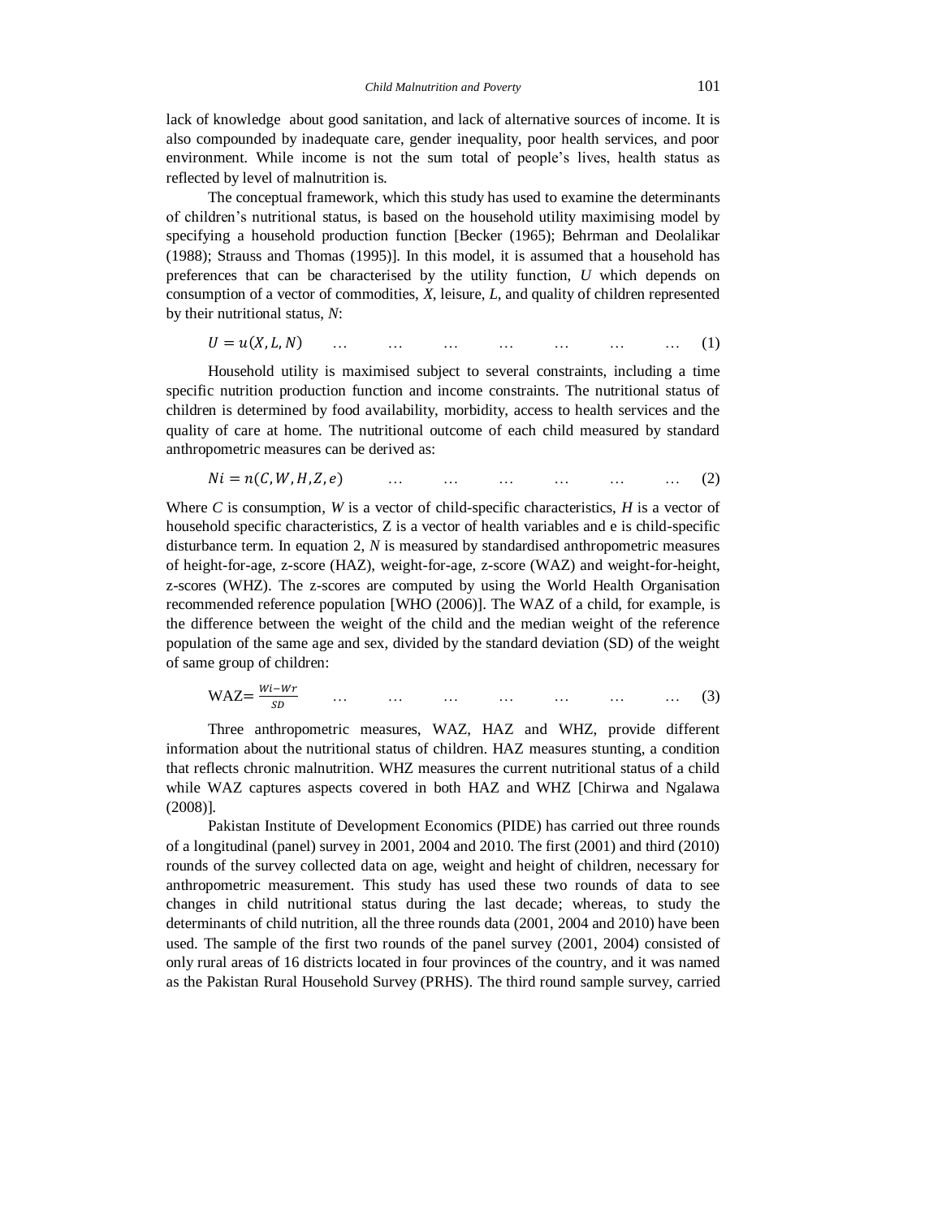lack of knowledge about good sanitation, and lack of alternative sources of income. It is also compounded by inadequate care, gender inequality, poor health services, and poor environment. While income is not the sum total of people's lives, health status as reflected by level of malnutrition is.

The conceptual framework, which this study has used to examine the determinants of children's nutritional status, is based on the household utility maximising model by specifying a household production function [Becker (1965); Behrman and Deolalikar (1988); Strauss and Thomas (1995)]. In this model, it is assumed that a household has preferences that can be characterised by the utility function, *U* which depends on consumption of a vector of commodities, *X*, leisure, *L*, and quality of children represented by their nutritional status, *N*:

$$U = u(X, L, N) \quad \ldots \quad \ldots \quad \ldots \quad \ldots \quad \ldots \quad \ldots \quad \ldots \quad (1)$$

Household utility is maximised subject to several constraints, including a time specific nutrition production function and income constraints. The nutritional status of children is determined by food availability, morbidity, access to health services and the quality of care at home. The nutritional outcome of each child measured by standard anthropometric measures can be derived as:

$$Ni = n(C, W, H, Z, e) \quad \ldots \quad \ldots \quad \ldots \quad \ldots \quad \ldots \quad \ldots \quad (2)$$

Where *C* is consumption, *W* is a vector of child-specific characteristics, *H* is a vector of household specific characteristics, Z is a vector of health variables and e is child-specific disturbance term. In equation 2, *N* is measured by standardised anthropometric measures of height-for-age, z-score (HAZ), weight-for-age, z-score (WAZ) and weight-for-height, z-scores (WHZ). The z-scores are computed by using the World Health Organisation recommended reference population [WHO (2006)]. The WAZ of a child, for example, is the difference between the weight of the child and the median weight of the reference population of the same age and sex, divided by the standard deviation (SD) of the weight of same group of children:

$$\text{WAZ} = \frac{Wi - Wr}{SD} \quad \ldots \quad \ldots \quad \ldots \quad \ldots \quad \ldots \quad \ldots \quad \ldots \quad (3)$$

Three anthropometric measures, WAZ, HAZ and WHZ, provide different information about the nutritional status of children. HAZ measures stunting, a condition that reflects chronic malnutrition. WHZ measures the current nutritional status of a child while WAZ captures aspects covered in both HAZ and WHZ [Chirwa and Ngalawa (2008)].

Pakistan Institute of Development Economics (PIDE) has carried out three rounds of a longitudinal (panel) survey in 2001, 2004 and 2010. The first (2001) and third (2010) rounds of the survey collected data on age, weight and height of children, necessary for anthropometric measurement. This study has used these two rounds of data to see changes in child nutritional status during the last decade; whereas, to study the determinants of child nutrition, all the three rounds data (2001, 2004 and 2010) have been used. The sample of the first two rounds of the panel survey (2001, 2004) consisted of only rural areas of 16 districts located in four provinces of the country, and it was named as the Pakistan Rural Household Survey (PRHS). The third round sample survey, carried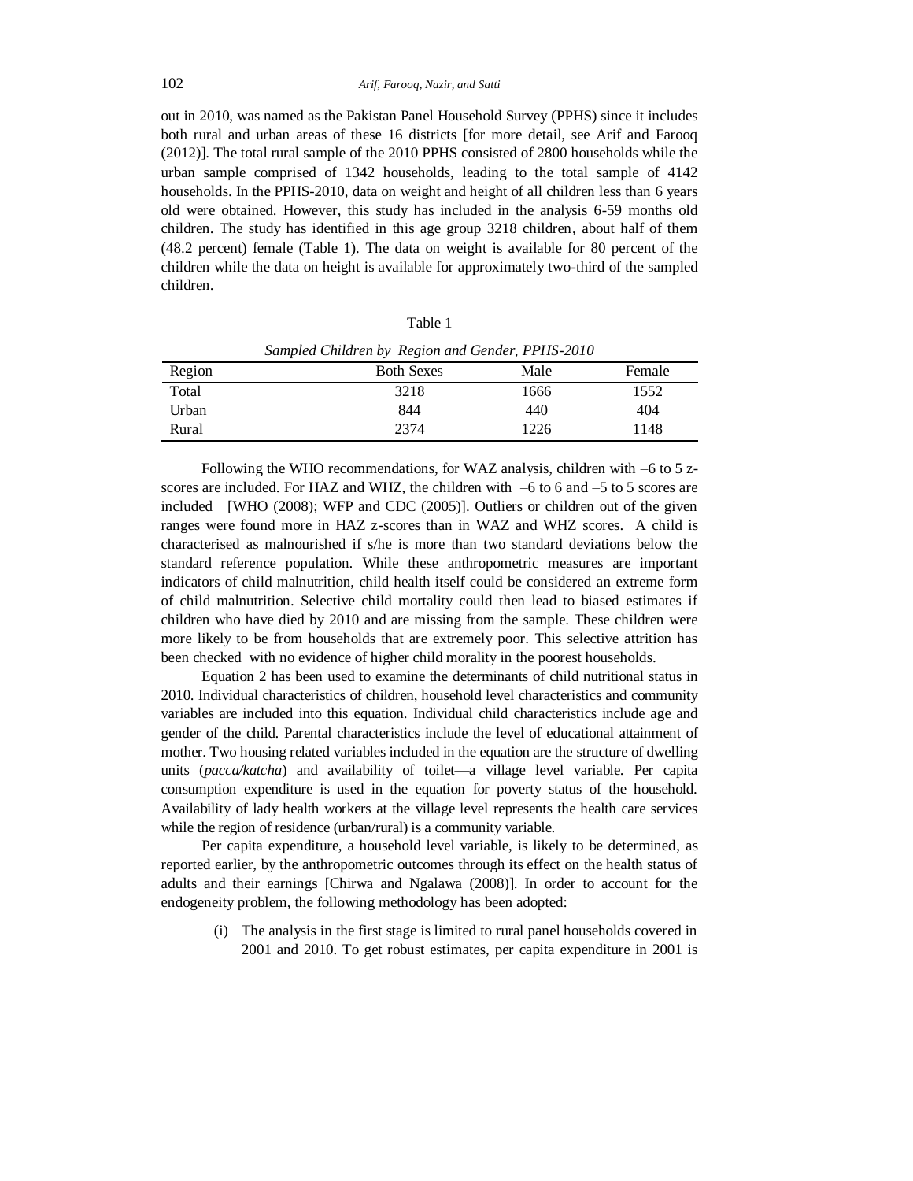out in 2010, was named as the Pakistan Panel Household Survey (PPHS) since it includes both rural and urban areas of these 16 districts [for more detail, see Arif and Farooq (2012)]. The total rural sample of the 2010 PPHS consisted of 2800 households while the urban sample comprised of 1342 households, leading to the total sample of 4142 households. In the PPHS-2010, data on weight and height of all children less than 6 years old were obtained. However, this study has included in the analysis 6-59 months old children. The study has identified in this age group 3218 children, about half of them (48.2 percent) female (Table 1). The data on weight is available for 80 percent of the children while the data on height is available for approximately two-third of the sampled children.

Table 1

*Sampled Children by Region and Gender, PPHS-2010*

| Region | Both Sexes | Male | Female |
|---|---|---|---|
| Total | 3218 | 1666 | 1552 |
| Urban | 844 | 440 | 404 |
| Rural | 2374 | 1226 | 1148 |

Following the WHO recommendations, for WAZ analysis, children with –6 to 5 z-scores are included. For HAZ and WHZ, the children with –6 to 6 and –5 to 5 scores are included [WHO (2008); WFP and CDC (2005)]. Outliers or children out of the given ranges were found more in HAZ z-scores than in WAZ and WHZ scores. A child is characterised as malnourished if s/he is more than two standard deviations below the standard reference population. While these anthropometric measures are important indicators of child malnutrition, child health itself could be considered an extreme form of child malnutrition. Selective child mortality could then lead to biased estimates if children who have died by 2010 and are missing from the sample. These children were more likely to be from households that are extremely poor. This selective attrition has been checked with no evidence of higher child morality in the poorest households.

Equation 2 has been used to examine the determinants of child nutritional status in 2010. Individual characteristics of children, household level characteristics and community variables are included into this equation. Individual child characteristics include age and gender of the child. Parental characteristics include the level of educational attainment of mother. Two housing related variables included in the equation are the structure of dwelling units (*pacca/katcha*) and availability of toilet—a village level variable. Per capita consumption expenditure is used in the equation for poverty status of the household. Availability of lady health workers at the village level represents the health care services while the region of residence (urban/rural) is a community variable.

Per capita expenditure, a household level variable, is likely to be determined, as reported earlier, by the anthropometric outcomes through its effect on the health status of adults and their earnings [Chirwa and Ngalawa (2008)]. In order to account for the endogeneity problem, the following methodology has been adopted:

(i) The analysis in the first stage is limited to rural panel households covered in 2001 and 2010. To get robust estimates, per capita expenditure in 2001 is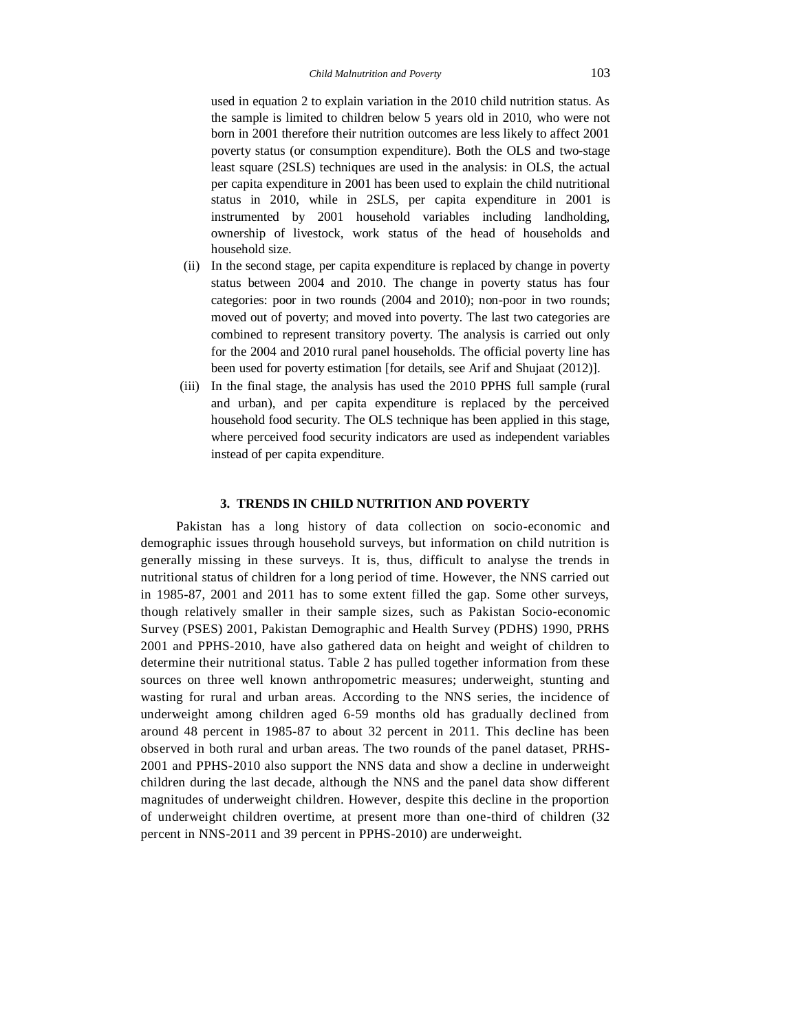used in equation 2 to explain variation in the 2010 child nutrition status. As the sample is limited to children below 5 years old in 2010, who were not born in 2001 therefore their nutrition outcomes are less likely to affect 2001 poverty status (or consumption expenditure). Both the OLS and two-stage least square (2SLS) techniques are used in the analysis: in OLS, the actual per capita expenditure in 2001 has been used to explain the child nutritional status in 2010, while in 2SLS, per capita expenditure in 2001 is instrumented by 2001 household variables including landholding, ownership of livestock, work status of the head of households and household size.

(ii) In the second stage, per capita expenditure is replaced by change in poverty status between 2004 and 2010. The change in poverty status has four categories: poor in two rounds (2004 and 2010); non-poor in two rounds; moved out of poverty; and moved into poverty. The last two categories are combined to represent transitory poverty. The analysis is carried out only for the 2004 and 2010 rural panel households. The official poverty line has been used for poverty estimation [for details, see Arif and Shujaat (2012)].

(iii) In the final stage, the analysis has used the 2010 PPHS full sample (rural and urban), and per capita expenditure is replaced by the perceived household food security. The OLS technique has been applied in this stage, where perceived food security indicators are used as independent variables instead of per capita expenditure.

## 3. TRENDS IN CHILD NUTRITION AND POVERTY

Pakistan has a long history of data collection on socio-economic and demographic issues through household surveys, but information on child nutrition is generally missing in these surveys. It is, thus, difficult to analyse the trends in nutritional status of children for a long period of time. However, the NNS carried out in 1985-87, 2001 and 2011 has to some extent filled the gap. Some other surveys, though relatively smaller in their sample sizes, such as Pakistan Socio-economic Survey (PSES) 2001, Pakistan Demographic and Health Survey (PDHS) 1990, PRHS 2001 and PPHS-2010, have also gathered data on height and weight of children to determine their nutritional status. Table 2 has pulled together information from these sources on three well known anthropometric measures; underweight, stunting and wasting for rural and urban areas. According to the NNS series, the incidence of underweight among children aged 6-59 months old has gradually declined from around 48 percent in 1985-87 to about 32 percent in 2011. This decline has been observed in both rural and urban areas. The two rounds of the panel dataset, PRHS-2001 and PPHS-2010 also support the NNS data and show a decline in underweight children during the last decade, although the NNS and the panel data show different magnitudes of underweight children. However, despite this decline in the proportion of underweight children overtime, at present more than one-third of children (32 percent in NNS-2011 and 39 percent in PPHS-2010) are underweight.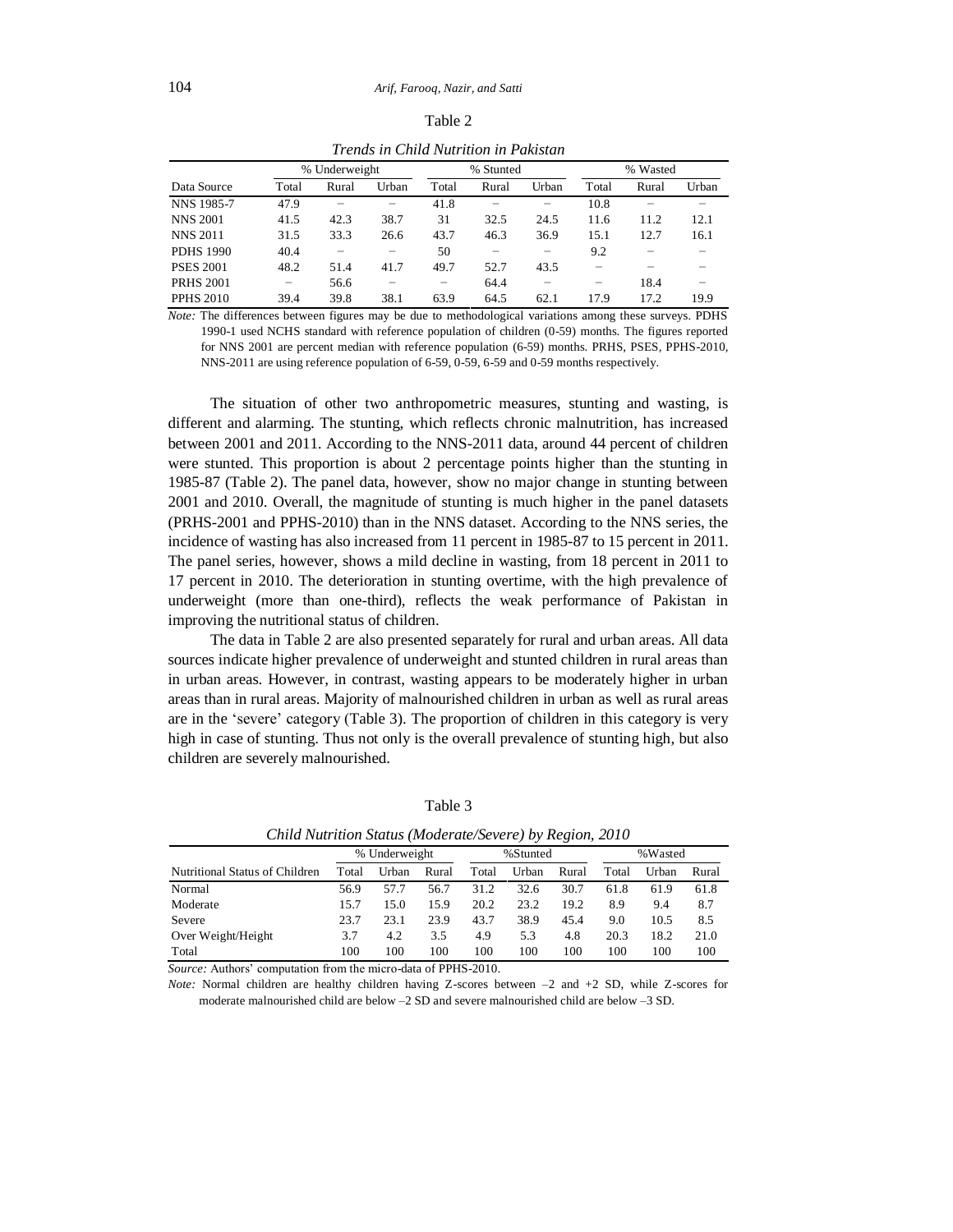Table 2

*Trends in Child Nutrition in Pakistan*

| Data Source | % Underweight | | | % Stunted | | | % Wasted | | |
|---|---|---|---|---|---|---|---|---|---|
| | Total | Rural | Urban | Total | Rural | Urban | Total | Rural | Urban |
| NNS 1985-7 | 47.9 | – | – | 41.8 | – | – | 10.8 | – | – |
| NNS 2001 | 41.5 | 42.3 | 38.7 | 31 | 32.5 | 24.5 | 11.6 | 11.2 | 12.1 |
| NNS 2011 | 31.5 | 33.3 | 26.6 | 43.7 | 46.3 | 36.9 | 15.1 | 12.7 | 16.1 |
| PDHS 1990 | 40.4 | – | – | 50 | – | – | 9.2 | – | – |
| PSES 2001 | 48.2 | 51.4 | 41.7 | 49.7 | 52.7 | 43.5 | – | – | – |
| PRHS 2001 | – | 56.6 | – | – | 64.4 | – | – | 18.4 | – |
| PPHS 2010 | 39.4 | 39.8 | 38.1 | 63.9 | 64.5 | 62.1 | 17.9 | 17.2 | 19.9 |

*Note:* The differences between figures may be due to methodological variations among these surveys. PDHS 1990-1 used NCHS standard with reference population of children (0-59) months. The figures reported for NNS 2001 are percent median with reference population (6-59) months. PRHS, PSES, PPHS-2010, NNS-2011 are using reference population of 6-59, 0-59, 6-59 and 0-59 months respectively.

The situation of other two anthropometric measures, stunting and wasting, is different and alarming. The stunting, which reflects chronic malnutrition, has increased between 2001 and 2011. According to the NNS-2011 data, around 44 percent of children were stunted. This proportion is about 2 percentage points higher than the stunting in 1985-87 (Table 2). The panel data, however, show no major change in stunting between 2001 and 2010. Overall, the magnitude of stunting is much higher in the panel datasets (PRHS-2001 and PPHS-2010) than in the NNS dataset. According to the NNS series, the incidence of wasting has also increased from 11 percent in 1985-87 to 15 percent in 2011. The panel series, however, shows a mild decline in wasting, from 18 percent in 2011 to 17 percent in 2010. The deterioration in stunting overtime, with the high prevalence of underweight (more than one-third), reflects the weak performance of Pakistan in improving the nutritional status of children.

The data in Table 2 are also presented separately for rural and urban areas. All data sources indicate higher prevalence of underweight and stunted children in rural areas than in urban areas. However, in contrast, wasting appears to be moderately higher in urban areas than in rural areas. Majority of malnourished children in urban as well as rural areas are in the 'severe' category (Table 3). The proportion of children in this category is very high in case of stunting. Thus not only is the overall prevalence of stunting high, but also children are severely malnourished.

Table 3

*Child Nutrition Status (Moderate/Severe) by Region, 2010*

| Nutritional Status of Children | % Underweight | | | %Stunted | | | %Wasted | | |
|---|---|---|---|---|---|---|---|---|---|
| | Total | Urban | Rural | Total | Urban | Rural | Total | Urban | Rural |
| Normal | 56.9 | 57.7 | 56.7 | 31.2 | 32.6 | 30.7 | 61.8 | 61.9 | 61.8 |
| Moderate | 15.7 | 15.0 | 15.9 | 20.2 | 23.2 | 19.2 | 8.9 | 9.4 | 8.7 |
| Severe | 23.7 | 23.1 | 23.9 | 43.7 | 38.9 | 45.4 | 9.0 | 10.5 | 8.5 |
| Over Weight/Height | 3.7 | 4.2 | 3.5 | 4.9 | 5.3 | 4.8 | 20.3 | 18.2 | 21.0 |
| Total | 100 | 100 | 100 | 100 | 100 | 100 | 100 | 100 | 100 |

*Source:* Authors' computation from the micro-data of PPHS-2010.

*Note:* Normal children are healthy children having Z-scores between –2 and +2 SD, while Z-scores for moderate malnourished child are below –2 SD and severe malnourished child are below –3 SD.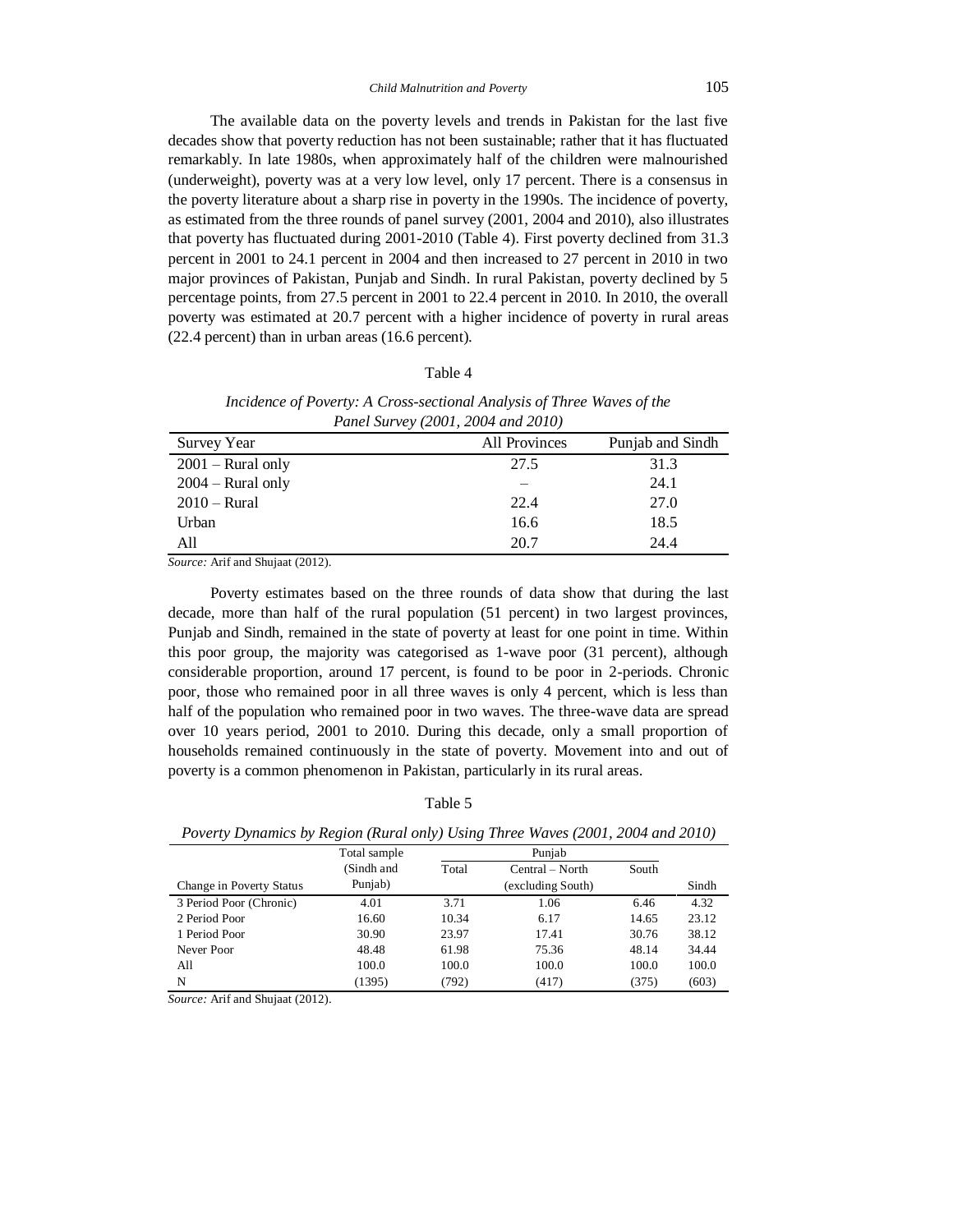The available data on the poverty levels and trends in Pakistan for the last five decades show that poverty reduction has not been sustainable; rather that it has fluctuated remarkably. In late 1980s, when approximately half of the children were malnourished (underweight), poverty was at a very low level, only 17 percent. There is a consensus in the poverty literature about a sharp rise in poverty in the 1990s. The incidence of poverty, as estimated from the three rounds of panel survey (2001, 2004 and 2010), also illustrates that poverty has fluctuated during 2001-2010 (Table 4). First poverty declined from 31.3 percent in 2001 to 24.1 percent in 2004 and then increased to 27 percent in 2010 in two major provinces of Pakistan, Punjab and Sindh. In rural Pakistan, poverty declined by 5 percentage points, from 27.5 percent in 2001 to 22.4 percent in 2010. In 2010, the overall poverty was estimated at 20.7 percent with a higher incidence of poverty in rural areas (22.4 percent) than in urban areas (16.6 percent).

Table 4

*Incidence of Poverty: A Cross-sectional Analysis of Three Waves of the Panel Survey (2001, 2004 and 2010)*

| Survey Year | All Provinces | Punjab and Sindh |
|---|---|---|
| 2001 – Rural only | 27.5 | 31.3 |
| 2004 – Rural only | – | 24.1 |
| 2010 – Rural | 22.4 | 27.0 |
| Urban | 16.6 | 18.5 |
| All | 20.7 | 24.4 |

*Source:* Arif and Shujaat (2012).

Poverty estimates based on the three rounds of data show that during the last decade, more than half of the rural population (51 percent) in two largest provinces, Punjab and Sindh, remained in the state of poverty at least for one point in time. Within this poor group, the majority was categorised as 1-wave poor (31 percent), although considerable proportion, around 17 percent, is found to be poor in 2-periods. Chronic poor, those who remained poor in all three waves is only 4 percent, which is less than half of the population who remained poor in two waves. The three-wave data are spread over 10 years period, 2001 to 2010. During this decade, only a small proportion of households remained continuously in the state of poverty. Movement into and out of poverty is a common phenomenon in Pakistan, particularly in its rural areas.

Table 5

*Poverty Dynamics by Region (Rural only) Using Three Waves (2001, 2004 and 2010)*

| Change in Poverty Status | Total sample (Sindh and Punjab) | Punjab | | | Sindh |
|---|---|---|---|---|---|
| | | Total | Central – North (excluding South) | South | |
| 3 Period Poor (Chronic) | 4.01 | 3.71 | 1.06 | 6.46 | 4.32 |
| 2 Period Poor | 16.60 | 10.34 | 6.17 | 14.65 | 23.12 |
| 1 Period Poor | 30.90 | 23.97 | 17.41 | 30.76 | 38.12 |
| Never Poor | 48.48 | 61.98 | 75.36 | 48.14 | 34.44 |
| All | 100.0 | 100.0 | 100.0 | 100.0 | 100.0 |
| N | (1395) | (792) | (417) | (375) | (603) |

*Source:* Arif and Shujaat (2012).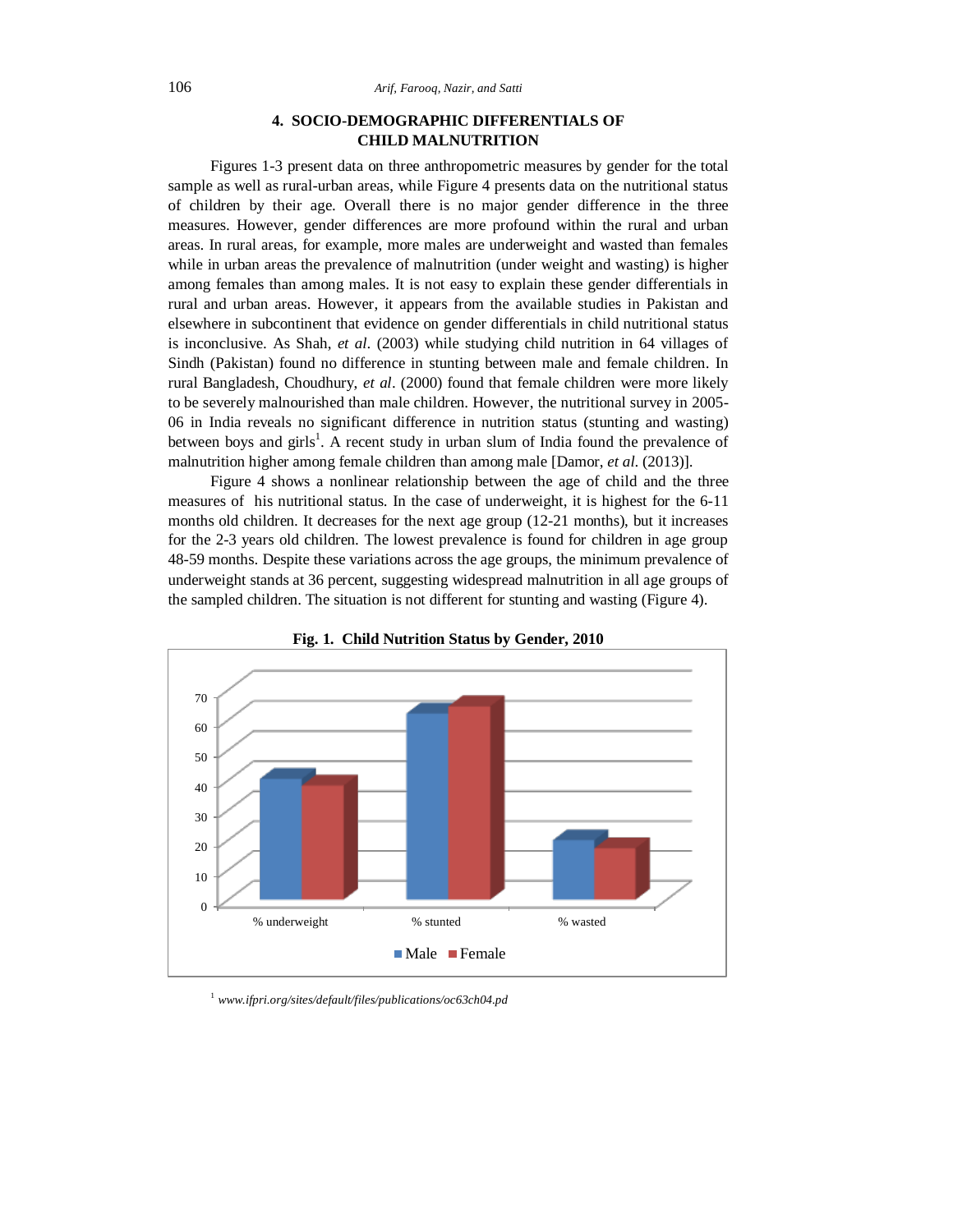## 4. SOCIO-DEMOGRAPHIC DIFFERENTIALS OF CHILD MALNUTRITION

Figures 1-3 present data on three anthropometric measures by gender for the total sample as well as rural-urban areas, while Figure 4 presents data on the nutritional status of children by their age. Overall there is no major gender difference in the three measures. However, gender differences are more profound within the rural and urban areas. In rural areas, for example, more males are underweight and wasted than females while in urban areas the prevalence of malnutrition (under weight and wasting) is higher among females than among males. It is not easy to explain these gender differentials in rural and urban areas. However, it appears from the available studies in Pakistan and elsewhere in subcontinent that evidence on gender differentials in child nutritional status is inconclusive. As Shah, *et al*. (2003) while studying child nutrition in 64 villages of Sindh (Pakistan) found no difference in stunting between male and female children. In rural Bangladesh, Choudhury, *et al*. (2000) found that female children were more likely to be severely malnourished than male children. However, the nutritional survey in 2005-06 in India reveals no significant difference in nutrition status (stunting and wasting) between boys and girls[1]. A recent study in urban slum of India found the prevalence of malnutrition higher among female children than among male [Damor, *et al*. (2013)].

Figure 4 shows a nonlinear relationship between the age of child and the three measures of his nutritional status. In the case of underweight, it is highest for the 6-11 months old children. It decreases for the next age group (12-21 months), but it increases for the 2-3 years old children. The lowest prevalence is found for children in age group 48-59 months. Despite these variations across the age groups, the minimum prevalence of underweight stands at 36 percent, suggesting widespread malnutrition in all age groups of the sampled children. The situation is not different for stunting and wasting (Figure 4).

**Fig. 1. Child Nutrition Status by Gender, 2010**

[1] *www.ifpri.org/sites/default/files/publications/oc63ch04.pd*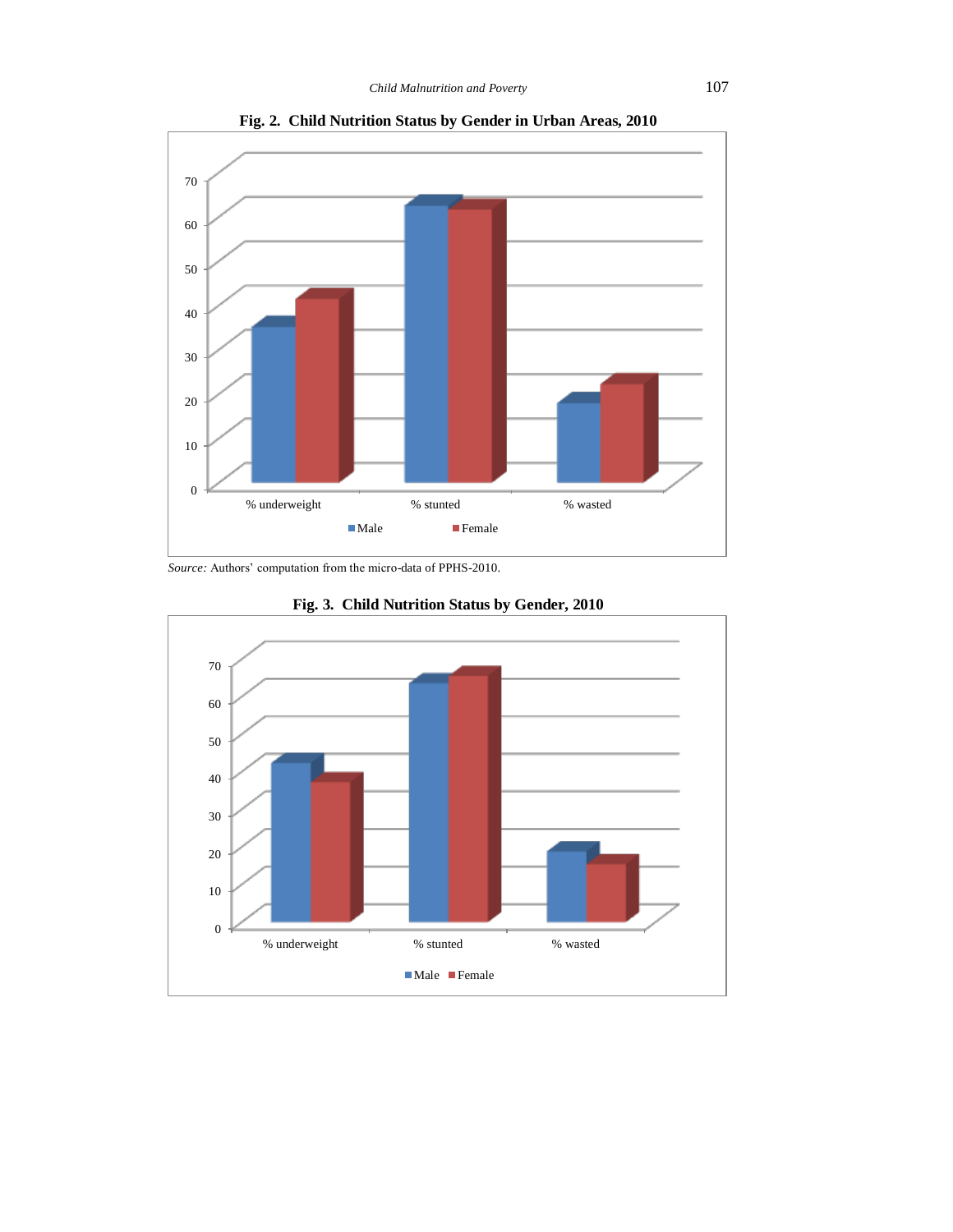**Fig. 2. Child Nutrition Status by Gender in Urban Areas, 2010**

*Source:* Authors' computation from the micro-data of PPHS-2010.

**Fig. 3. Child Nutrition Status by Gender, 2010**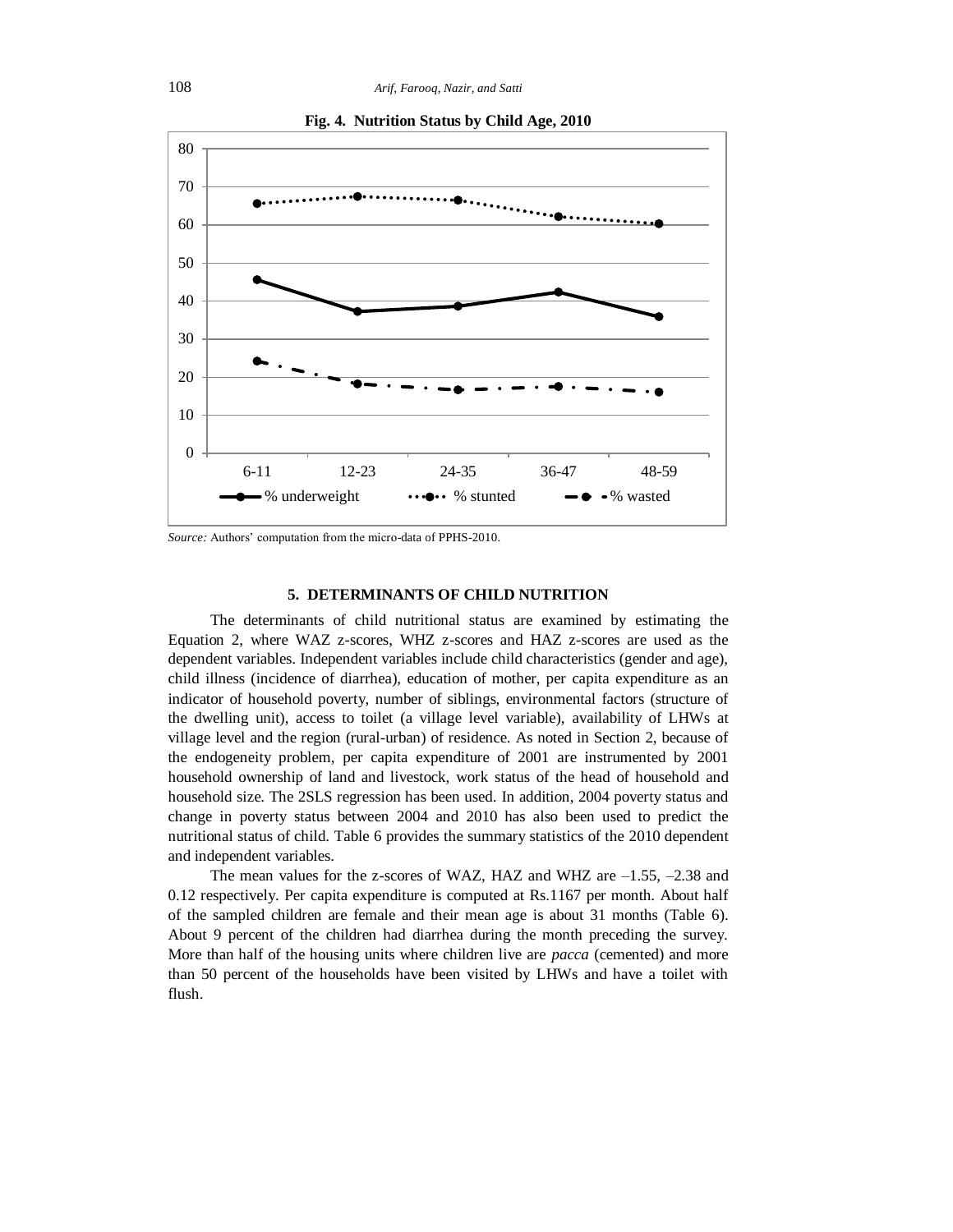**Fig. 4. Nutrition Status by Child Age, 2010**

*Source:* Authors' computation from the micro-data of PPHS-2010.

### 5. DETERMINANTS OF CHILD NUTRITION

The determinants of child nutritional status are examined by estimating the Equation 2, where WAZ z-scores, WHZ z-scores and HAZ z-scores are used as the dependent variables. Independent variables include child characteristics (gender and age), child illness (incidence of diarrhea), education of mother, per capita expenditure as an indicator of household poverty, number of siblings, environmental factors (structure of the dwelling unit), access to toilet (a village level variable), availability of LHWs at village level and the region (rural-urban) of residence. As noted in Section 2, because of the endogeneity problem, per capita expenditure of 2001 are instrumented by 2001 household ownership of land and livestock, work status of the head of household and household size. The 2SLS regression has been used. In addition, 2004 poverty status and change in poverty status between 2004 and 2010 has also been used to predict the nutritional status of child. Table 6 provides the summary statistics of the 2010 dependent and independent variables.

The mean values for the z-scores of WAZ, HAZ and WHZ are –1.55, –2.38 and 0.12 respectively. Per capita expenditure is computed at Rs.1167 per month. About half of the sampled children are female and their mean age is about 31 months (Table 6). About 9 percent of the children had diarrhea during the month preceding the survey. More than half of the housing units where children live are *pacca* (cemented) and more than 50 percent of the households have been visited by LHWs and have a toilet with flush.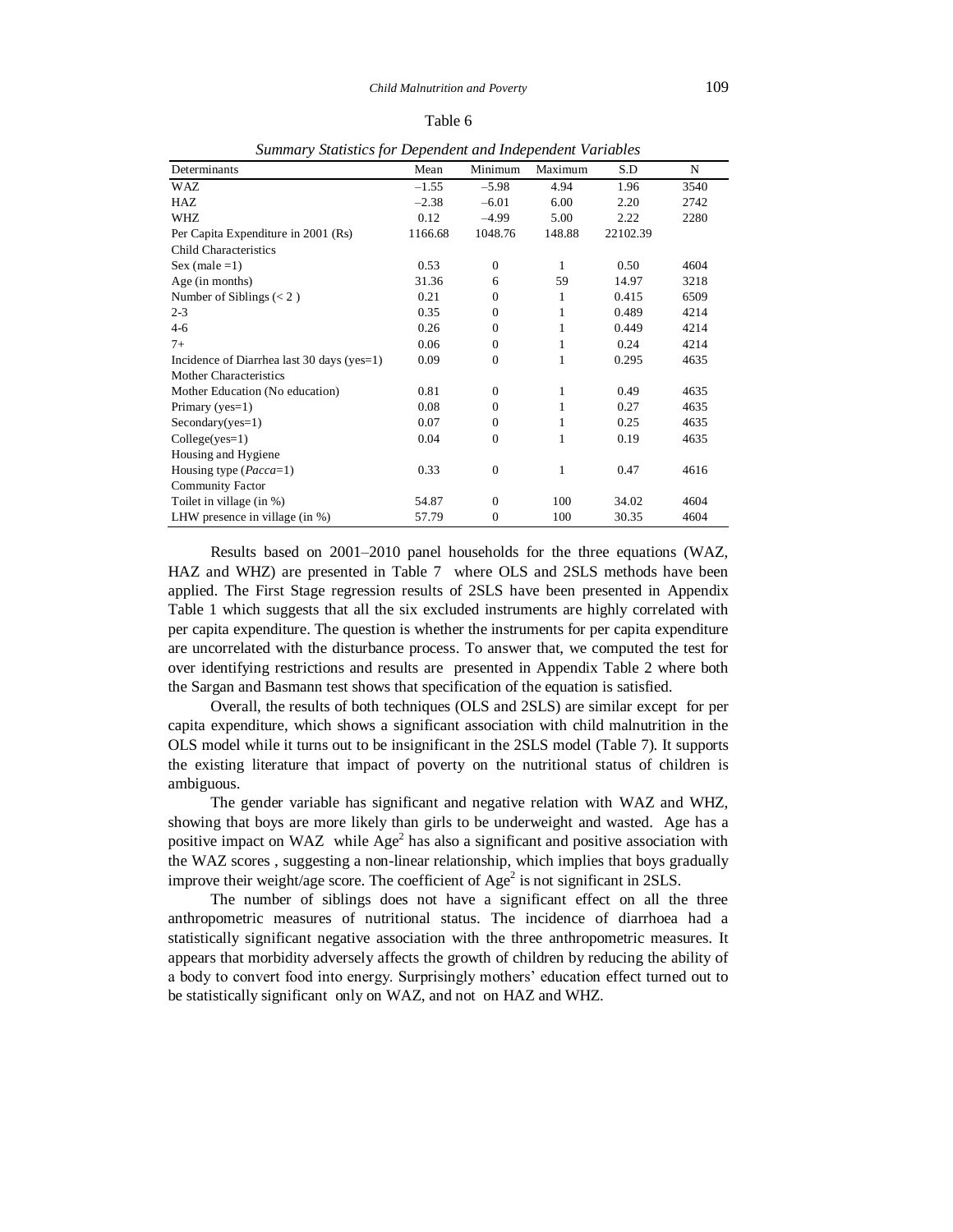Table 6

*Summary Statistics for Dependent and Independent Variables*

| Determinants | Mean | Minimum | Maximum | S.D | N |
|---|---|---|---|---|---|
| WAZ | –1.55 | –5.98 | 4.94 | 1.96 | 3540 |
| HAZ | –2.38 | –6.01 | 6.00 | 2.20 | 2742 |
| WHZ | 0.12 | –4.99 | 5.00 | 2.22 | 2280 |
| Per Capita Expenditure in 2001 (Rs) | 1166.68 | 1048.76 | 148.88 | 22102.39 | |
| Child Characteristics | | | | | |
| Sex (male =1) | 0.53 | 0 | 1 | 0.50 | 4604 |
| Age (in months) | 31.36 | 6 | 59 | 14.97 | 3218 |
| Number of Siblings (< 2 ) | 0.21 | 0 | 1 | 0.415 | 6509 |
| 2-3 | 0.35 | 0 | 1 | 0.489 | 4214 |
| 4-6 | 0.26 | 0 | 1 | 0.449 | 4214 |
| 7+ | 0.06 | 0 | 1 | 0.24 | 4214 |
| Incidence of Diarrhea last 30 days (yes=1) | 0.09 | 0 | 1 | 0.295 | 4635 |
| Mother Characteristics | | | | | |
| Mother Education (No education) | 0.81 | 0 | 1 | 0.49 | 4635 |
| Primary (yes=1) | 0.08 | 0 | 1 | 0.27 | 4635 |
| Secondary(yes=1) | 0.07 | 0 | 1 | 0.25 | 4635 |
| College(yes=1) | 0.04 | 0 | 1 | 0.19 | 4635 |
| Housing and Hygiene | | | | | |
| Housing type (*Pacca*=1) | 0.33 | 0 | 1 | 0.47 | 4616 |
| Community Factor | | | | | |
| Toilet in village (in %) | 54.87 | 0 | 100 | 34.02 | 4604 |
| LHW presence in village (in %) | 57.79 | 0 | 100 | 30.35 | 4604 |

Results based on 2001–2010 panel households for the three equations (WAZ, HAZ and WHZ) are presented in Table 7 where OLS and 2SLS methods have been applied. The First Stage regression results of 2SLS have been presented in Appendix Table 1 which suggests that all the six excluded instruments are highly correlated with per capita expenditure. The question is whether the instruments for per capita expenditure are uncorrelated with the disturbance process. To answer that, we computed the test for over identifying restrictions and results are presented in Appendix Table 2 where both the Sargan and Basmann test shows that specification of the equation is satisfied.

Overall, the results of both techniques (OLS and 2SLS) are similar except for per capita expenditure, which shows a significant association with child malnutrition in the OLS model while it turns out to be insignificant in the 2SLS model (Table 7). It supports the existing literature that impact of poverty on the nutritional status of children is ambiguous.

The gender variable has significant and negative relation with WAZ and WHZ, showing that boys are more likely than girls to be underweight and wasted. Age has a positive impact on WAZ while $Age^2$ has also a significant and positive association with the WAZ scores , suggesting a non-linear relationship, which implies that boys gradually improve their weight/age score. The coefficient of $Age^2$ is not significant in 2SLS.

The number of siblings does not have a significant effect on all the three anthropometric measures of nutritional status. The incidence of diarrhoea had a statistically significant negative association with the three anthropometric measures. It appears that morbidity adversely affects the growth of children by reducing the ability of a body to convert food into energy. Surprisingly mothers' education effect turned out to be statistically significant only on WAZ, and not on HAZ and WHZ.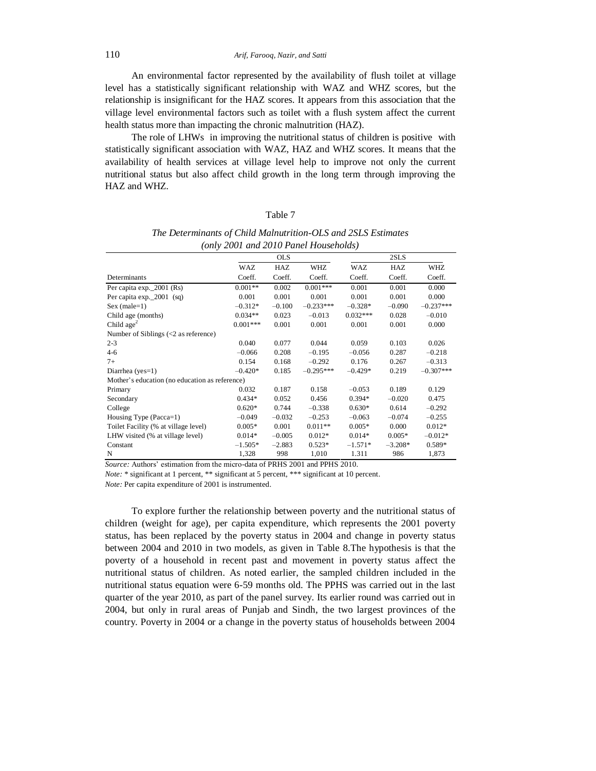An environmental factor represented by the availability of flush toilet at village level has a statistically significant relationship with WAZ and WHZ scores, but the relationship is insignificant for the HAZ scores. It appears from this association that the village level environmental factors such as toilet with a flush system affect the current health status more than impacting the chronic malnutrition (HAZ).

The role of LHWs in improving the nutritional status of children is positive with statistically significant association with WAZ, HAZ and WHZ scores. It means that the availability of health services at village level help to improve not only the current nutritional status but also affect child growth in the long term through improving the HAZ and WHZ.

Table 7

*The Determinants of Child Malnutrition-OLS and 2SLS Estimates (only 2001 and 2010 Panel Households)*

| | OLS | | | 2SLS | | |
|---|---|---|---|---|---|---|
| | WAZ | HAZ | WHZ | WAZ | HAZ | WHZ |
| Determinants | Coeff. | Coeff. | Coeff. | Coeff. | Coeff. | Coeff. |
| Per capita exp._2001 (Rs) | 0.001** | 0.002 | 0.001*** | 0.001 | 0.001 | 0.000 |
| Per capita exp._2001 (sq) | 0.001 | 0.001 | 0.001 | 0.001 | 0.001 | 0.000 |
| Sex (male=1) | –0.312* | –0.100 | –0.233*** | –0.328* | –0.090 | –0.237*** |
| Child age (months) | 0.034** | 0.023 | –0.013 | 0.032*** | 0.028 | –0.010 |
| Child age$^2$ | 0.001*** | 0.001 | 0.001 | 0.001 | 0.001 | 0.000 |
| Number of Siblings (<2 as reference) | | | | | | |
| 2-3 | 0.040 | 0.077 | 0.044 | 0.059 | 0.103 | 0.026 |
| 4-6 | –0.066 | 0.208 | –0.195 | –0.056 | 0.287 | –0.218 |
| 7+ | 0.154 | 0.168 | –0.292 | 0.176 | 0.267 | –0.313 |
| Diarrhea (yes=1) | –0.420* | 0.185 | –0.295*** | –0.429* | 0.219 | –0.307*** |
| Mother's education (no education as reference) | | | | | | |
| Primary | 0.032 | 0.187 | 0.158 | –0.053 | 0.189 | 0.129 |
| Secondary | 0.434* | 0.052 | 0.456 | 0.394* | –0.020 | 0.475 |
| College | 0.620* | 0.744 | –0.338 | 0.630* | 0.614 | –0.292 |
| Housing Type (Pacca=1) | –0.049 | –0.032 | –0.253 | –0.063 | –0.074 | –0.255 |
| Toilet Facility (% at village level) | 0.005* | 0.001 | 0.011** | 0.005* | 0.000 | 0.012* |
| LHW visited (% at village level) | 0.014* | –0.005 | 0.012* | 0.014* | 0.005* | –0.012* |
| Constant | –1.505* | –2.883 | 0.523* | –1.571* | –3.208* | 0.589* |
| N | 1,328 | 998 | 1,010 | 1.311 | 986 | 1,873 |

*Source:* Authors' estimation from the micro-data of PRHS 2001 and PPHS 2010.

*Note:* * significant at 1 percent, ** significant at 5 percent, *** significant at 10 percent.

*Note:* Per capita expenditure of 2001 is instrumented.

To explore further the relationship between poverty and the nutritional status of children (weight for age), per capita expenditure, which represents the 2001 poverty status, has been replaced by the poverty status in 2004 and change in poverty status between 2004 and 2010 in two models, as given in Table 8.The hypothesis is that the poverty of a household in recent past and movement in poverty status affect the nutritional status of children. As noted earlier, the sampled children included in the nutritional status equation were 6-59 months old. The PPHS was carried out in the last quarter of the year 2010, as part of the panel survey. Its earlier round was carried out in 2004, but only in rural areas of Punjab and Sindh, the two largest provinces of the country. Poverty in 2004 or a change in the poverty status of households between 2004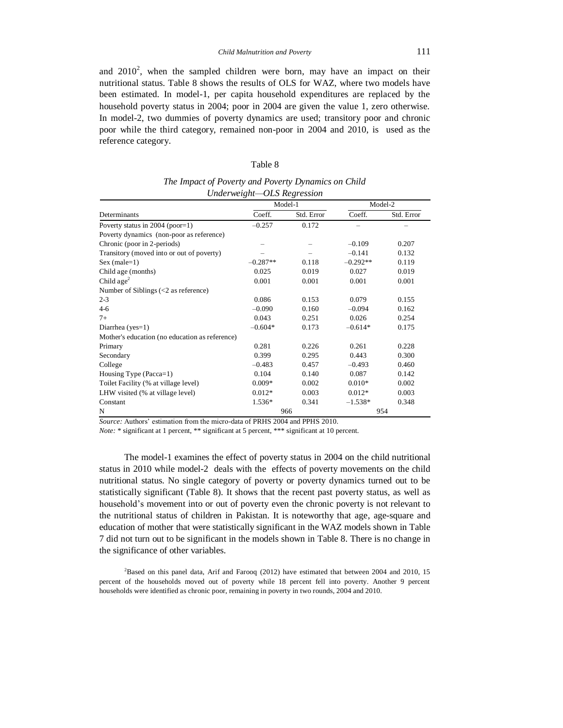and 2010[2], when the sampled children were born, may have an impact on their nutritional status. Table 8 shows the results of OLS for WAZ, where two models have been estimated. In model-1, per capita household expenditures are replaced by the household poverty status in 2004; poor in 2004 are given the value 1, zero otherwise. In model-2, two dummies of poverty dynamics are used; transitory poor and chronic poor while the third category, remained non-poor in 2004 and 2010, is used as the reference category.

Table 8

*The Impact of Poverty and Poverty Dynamics on Child Underweight—OLS Regression*

| | Model-1 | | Model-2 | |
|---|---|---|---|---|
| Determinants | Coeff. | Std. Error | Coeff. | Std. Error |
| Poverty status in 2004 (poor=1) | –0.257 | 0.172 | – | – |
| Poverty dynamics (non-poor as reference) | | | | |
| Chronic (poor in 2-periods) | – | – | –0.109 | 0.207 |
| Transitory (moved into or out of poverty) | – | – | –0.141 | 0.132 |
| Sex (male=1) | –0.287** | 0.118 | –0.292** | 0.119 |
| Child age (months) | 0.025 | 0.019 | 0.027 | 0.019 |
| Child age$^2$ | 0.001 | 0.001 | 0.001 | 0.001 |
| Number of Siblings (<2 as reference) | | | | |
| 2-3 | 0.086 | 0.153 | 0.079 | 0.155 |
| 4-6 | –0.090 | 0.160 | –0.094 | 0.162 |
| 7+ | 0.043 | 0.251 | 0.026 | 0.254 |
| Diarrhea (yes=1) | –0.604* | 0.173 | –0.614* | 0.175 |
| Mother's education (no education as reference) | | | | |
| Primary | 0.281 | 0.226 | 0.261 | 0.228 |
| Secondary | 0.399 | 0.295 | 0.443 | 0.300 |
| College | –0.483 | 0.457 | –0.493 | 0.460 |
| Housing Type (Pacca=1) | 0.104 | 0.140 | 0.087 | 0.142 |
| Toilet Facility (% at village level) | 0.009* | 0.002 | 0.010* | 0.002 |
| LHW visited (% at village level) | 0.012* | 0.003 | 0.012* | 0.003 |
| Constant | 1.536* | 0.341 | –1.538* | 0.348 |
| N | 966 | | 954 | |

*Source:* Authors' estimation from the micro-data of PRHS 2004 and PPHS 2010.

*Note:* * significant at 1 percent, ** significant at 5 percent, *** significant at 10 percent.

The model-1 examines the effect of poverty status in 2004 on the child nutritional status in 2010 while model-2 deals with the effects of poverty movements on the child nutritional status. No single category of poverty or poverty dynamics turned out to be statistically significant (Table 8). It shows that the recent past poverty status, as well as household's movement into or out of poverty even the chronic poverty is not relevant to the nutritional status of children in Pakistan. It is noteworthy that age, age-square and education of mother that were statistically significant in the WAZ models shown in Table 7 did not turn out to be significant in the models shown in Table 8. There is no change in the significance of other variables.

[2]Based on this panel data, Arif and Farooq (2012) have estimated that between 2004 and 2010, 15 percent of the households moved out of poverty while 18 percent fell into poverty. Another 9 percent households were identified as chronic poor, remaining in poverty in two rounds, 2004 and 2010.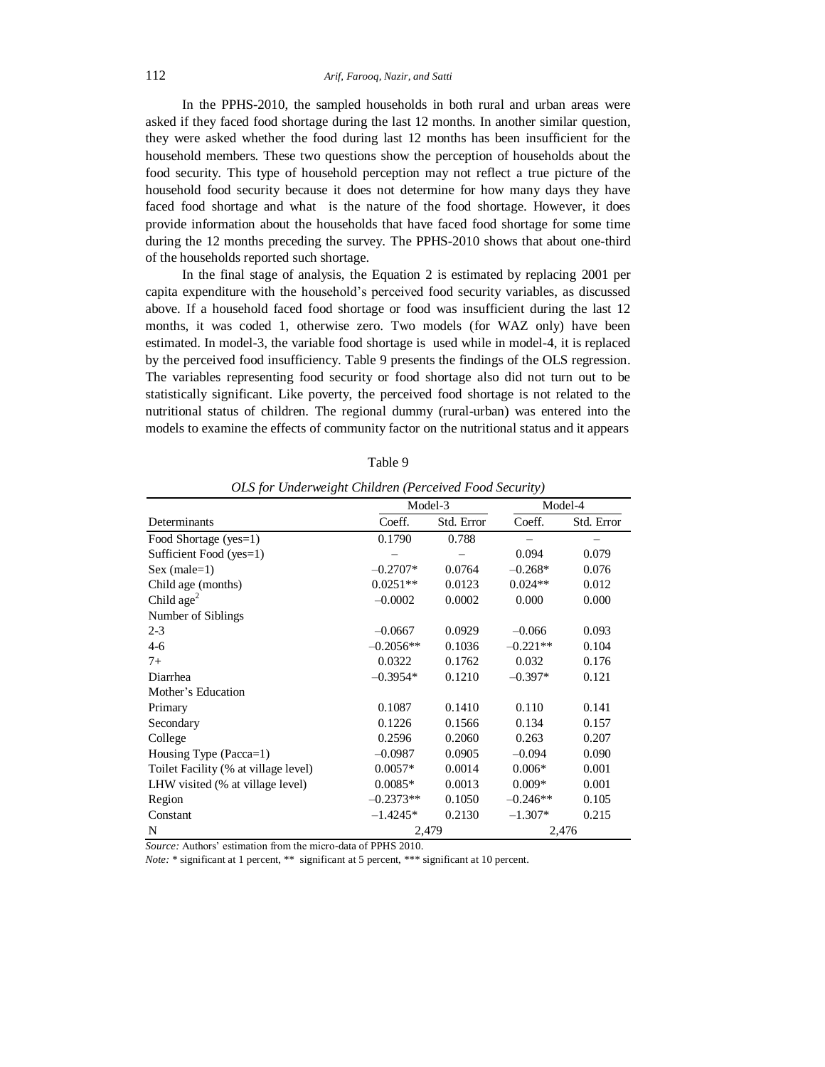In the PPHS-2010, the sampled households in both rural and urban areas were asked if they faced food shortage during the last 12 months. In another similar question, they were asked whether the food during last 12 months has been insufficient for the household members. These two questions show the perception of households about the food security. This type of household perception may not reflect a true picture of the household food security because it does not determine for how many days they have faced food shortage and what is the nature of the food shortage. However, it does provide information about the households that have faced food shortage for some time during the 12 months preceding the survey. The PPHS-2010 shows that about one-third of the households reported such shortage.

In the final stage of analysis, the Equation 2 is estimated by replacing 2001 per capita expenditure with the household's perceived food security variables, as discussed above. If a household faced food shortage or food was insufficient during the last 12 months, it was coded 1, otherwise zero. Two models (for WAZ only) have been estimated. In model-3, the variable food shortage is used while in model-4, it is replaced by the perceived food insufficiency. Table 9 presents the findings of the OLS regression. The variables representing food security or food shortage also did not turn out to be statistically significant. Like poverty, the perceived food shortage is not related to the nutritional status of children. The regional dummy (rural-urban) was entered into the models to examine the effects of community factor on the nutritional status and it appears

Table 9

*OLS for Underweight Children (Perceived Food Security)*

| Determinants | Model-3 | | Model-4 | |
|---|---|---|---|---|
| | Coeff. | Std. Error | Coeff. | Std. Error |
| Food Shortage (yes=1) | 0.1790 | 0.788 | – | – |
| Sufficient Food (yes=1) | – | – | 0.094 | 0.079 |
| Sex (male=1) | –0.2707* | 0.0764 | –0.268* | 0.076 |
| Child age (months) | 0.0251** | 0.0123 | 0.024** | 0.012 |
| Child age$^2$ | –0.0002 | 0.0002 | 0.000 | 0.000 |
| Number of Siblings | | | | |
| 2-3 | –0.0667 | 0.0929 | –0.066 | 0.093 |
| 4-6 | –0.2056** | 0.1036 | –0.221** | 0.104 |
| 7+ | 0.0322 | 0.1762 | 0.032 | 0.176 |
| Diarrhea | –0.3954* | 0.1210 | –0.397* | 0.121 |
| Mother's Education | | | | |
| Primary | 0.1087 | 0.1410 | 0.110 | 0.141 |
| Secondary | 0.1226 | 0.1566 | 0.134 | 0.157 |
| College | 0.2596 | 0.2060 | 0.263 | 0.207 |
| Housing Type (Pacca=1) | –0.0987 | 0.0905 | –0.094 | 0.090 |
| Toilet Facility (% at village level) | 0.0057* | 0.0014 | 0.006* | 0.001 |
| LHW visited (% at village level) | 0.0085* | 0.0013 | 0.009* | 0.001 |
| Region | –0.2373** | 0.1050 | –0.246** | 0.105 |
| Constant | –1.4245* | 0.2130 | –1.307* | 0.215 |
| N | 2,479 | | 2,476 | |

*Source:* Authors' estimation from the micro-data of PPHS 2010.

*Note:* * significant at 1 percent, ** significant at 5 percent, *** significant at 10 percent.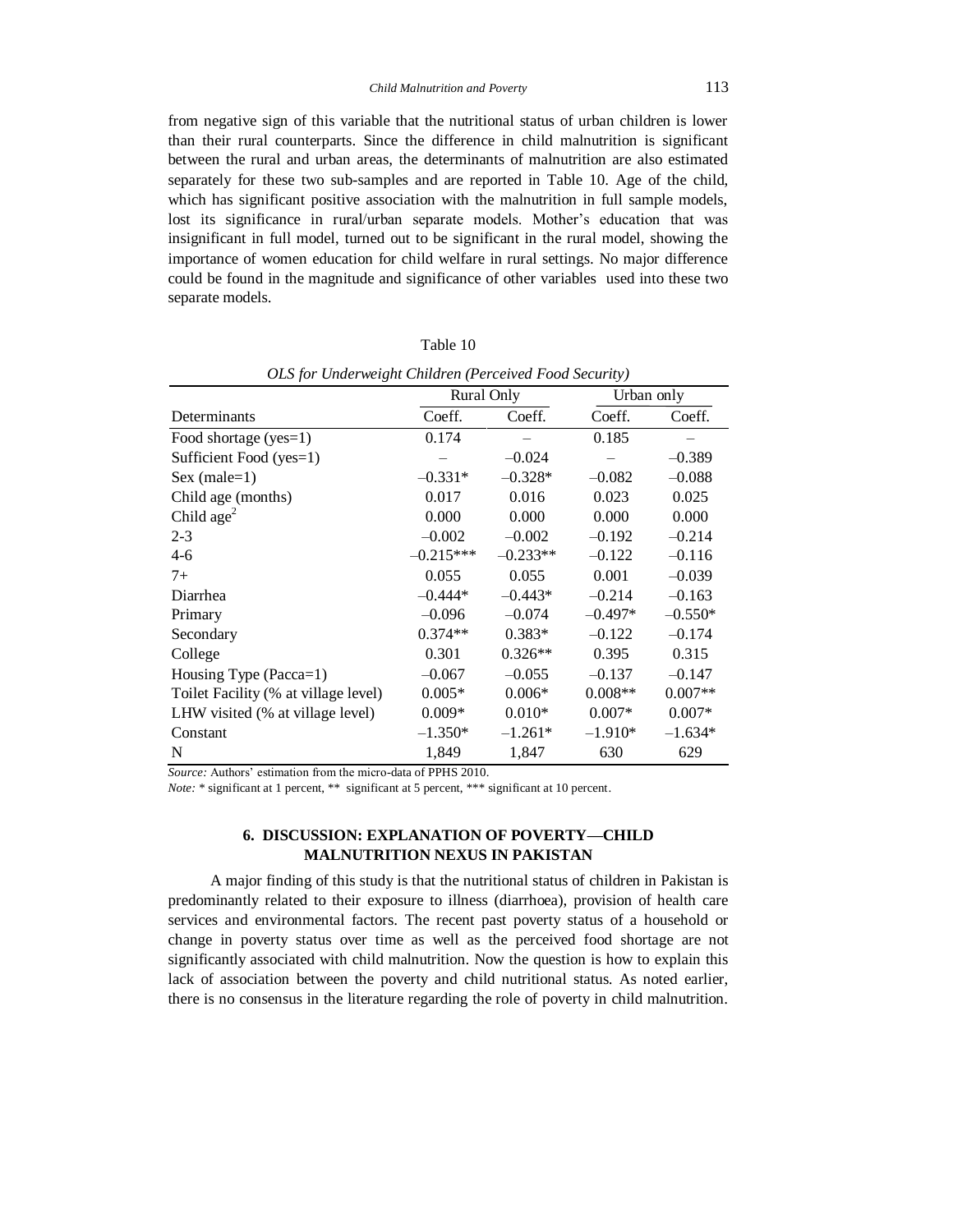from negative sign of this variable that the nutritional status of urban children is lower than their rural counterparts. Since the difference in child malnutrition is significant between the rural and urban areas, the determinants of malnutrition are also estimated separately for these two sub-samples and are reported in Table 10. Age of the child, which has significant positive association with the malnutrition in full sample models, lost its significance in rural/urban separate models. Mother's education that was insignificant in full model, turned out to be significant in the rural model, showing the importance of women education for child welfare in rural settings. No major difference could be found in the magnitude and significance of other variables used into these two separate models.

Table 10

*OLS for Underweight Children (Perceived Food Security)*

| | Rural Only | | Urban only | |
|---|---|---|---|---|
| Determinants | Coeff. | Coeff. | Coeff. | Coeff. |
| Food shortage (yes=1) | 0.174 | – | 0.185 | – |
| Sufficient Food (yes=1) | – | –0.024 | – | –0.389 |
| Sex (male=1) | –0.331* | –0.328* | –0.082 | –0.088 |
| Child age (months) | 0.017 | 0.016 | 0.023 | 0.025 |
| Child age$^2$ | 0.000 | 0.000 | 0.000 | 0.000 |
| 2-3 | –0.002 | –0.002 | –0.192 | –0.214 |
| 4-6 | –0.215*** | –0.233** | –0.122 | –0.116 |
| 7+ | 0.055 | 0.055 | 0.001 | –0.039 |
| Diarrhea | –0.444* | –0.443* | –0.214 | –0.163 |
| Primary | –0.096 | –0.074 | –0.497* | –0.550* |
| Secondary | 0.374** | 0.383* | –0.122 | –0.174 |
| College | 0.301 | 0.326** | 0.395 | 0.315 |
| Housing Type (Pacca=1) | –0.067 | –0.055 | –0.137 | –0.147 |
| Toilet Facility (% at village level) | 0.005* | 0.006* | 0.008** | 0.007** |
| LHW visited (% at village level) | 0.009* | 0.010* | 0.007* | 0.007* |
| Constant | –1.350* | –1.261* | –1.910* | –1.634* |
| N | 1,849 | 1,847 | 630 | 629 |

*Source:* Authors' estimation from the micro-data of PPHS 2010.

*Note:* * significant at 1 percent, ** significant at 5 percent, *** significant at 10 percent.

## 6. DISCUSSION: EXPLANATION OF POVERTY—CHILD MALNUTRITION NEXUS IN PAKISTAN

A major finding of this study is that the nutritional status of children in Pakistan is predominantly related to their exposure to illness (diarrhoea), provision of health care services and environmental factors. The recent past poverty status of a household or change in poverty status over time as well as the perceived food shortage are not significantly associated with child malnutrition. Now the question is how to explain this lack of association between the poverty and child nutritional status. As noted earlier, there is no consensus in the literature regarding the role of poverty in child malnutrition.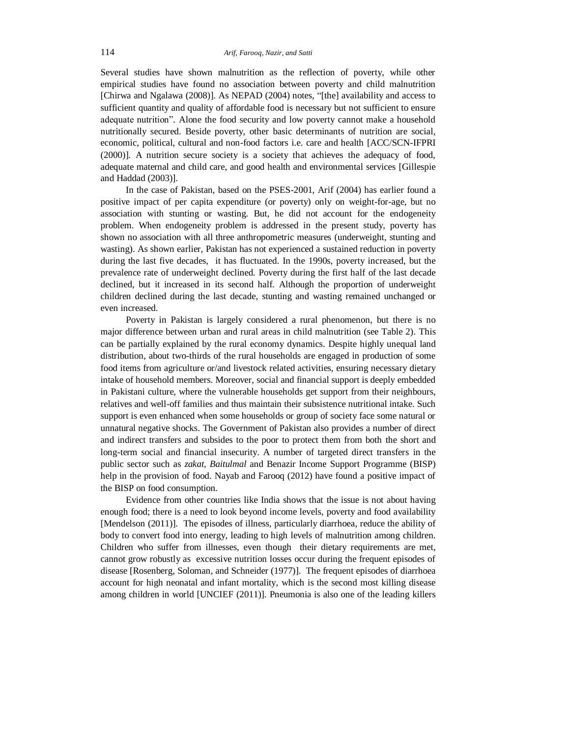Several studies have shown malnutrition as the reflection of poverty, while other empirical studies have found no association between poverty and child malnutrition [Chirwa and Ngalawa (2008)]. As NEPAD (2004) notes, "[the] availability and access to sufficient quantity and quality of affordable food is necessary but not sufficient to ensure adequate nutrition". Alone the food security and low poverty cannot make a household nutritionally secured. Beside poverty, other basic determinants of nutrition are social, economic, political, cultural and non-food factors i.e. care and health [ACC/SCN-IFPRI (2000)]. A nutrition secure society is a society that achieves the adequacy of food, adequate maternal and child care, and good health and environmental services [Gillespie and Haddad (2003)].

In the case of Pakistan, based on the PSES-2001, Arif (2004) has earlier found a positive impact of per capita expenditure (or poverty) only on weight-for-age, but no association with stunting or wasting. But, he did not account for the endogeneity problem. When endogeneity problem is addressed in the present study, poverty has shown no association with all three anthropometric measures (underweight, stunting and wasting). As shown earlier, Pakistan has not experienced a sustained reduction in poverty during the last five decades, it has fluctuated. In the 1990s, poverty increased, but the prevalence rate of underweight declined. Poverty during the first half of the last decade declined, but it increased in its second half. Although the proportion of underweight children declined during the last decade, stunting and wasting remained unchanged or even increased.

Poverty in Pakistan is largely considered a rural phenomenon, but there is no major difference between urban and rural areas in child malnutrition (see Table 2). This can be partially explained by the rural economy dynamics. Despite highly unequal land distribution, about two-thirds of the rural households are engaged in production of some food items from agriculture or/and livestock related activities, ensuring necessary dietary intake of household members. Moreover, social and financial support is deeply embedded in Pakistani culture, where the vulnerable households get support from their neighbours, relatives and well-off families and thus maintain their subsistence nutritional intake. Such support is even enhanced when some households or group of society face some natural or unnatural negative shocks. The Government of Pakistan also provides a number of direct and indirect transfers and subsides to the poor to protect them from both the short and long-term social and financial insecurity. A number of targeted direct transfers in the public sector such as *zakat, Baitulmal* and Benazir Income Support Programme (BISP) help in the provision of food. Nayab and Farooq (2012) have found a positive impact of the BISP on food consumption.

Evidence from other countries like India shows that the issue is not about having enough food; there is a need to look beyond income levels, poverty and food availability [Mendelson (2011)]. The episodes of illness, particularly diarrhoea, reduce the ability of body to convert food into energy, leading to high levels of malnutrition among children. Children who suffer from illnesses, even though their dietary requirements are met, cannot grow robustly as excessive nutrition losses occur during the frequent episodes of disease [Rosenberg, Soloman, and Schneider (1977)]. The frequent episodes of diarrhoea account for high neonatal and infant mortality, which is the second most killing disease among children in world [UNCIEF (2011)]. Pneumonia is also one of the leading killers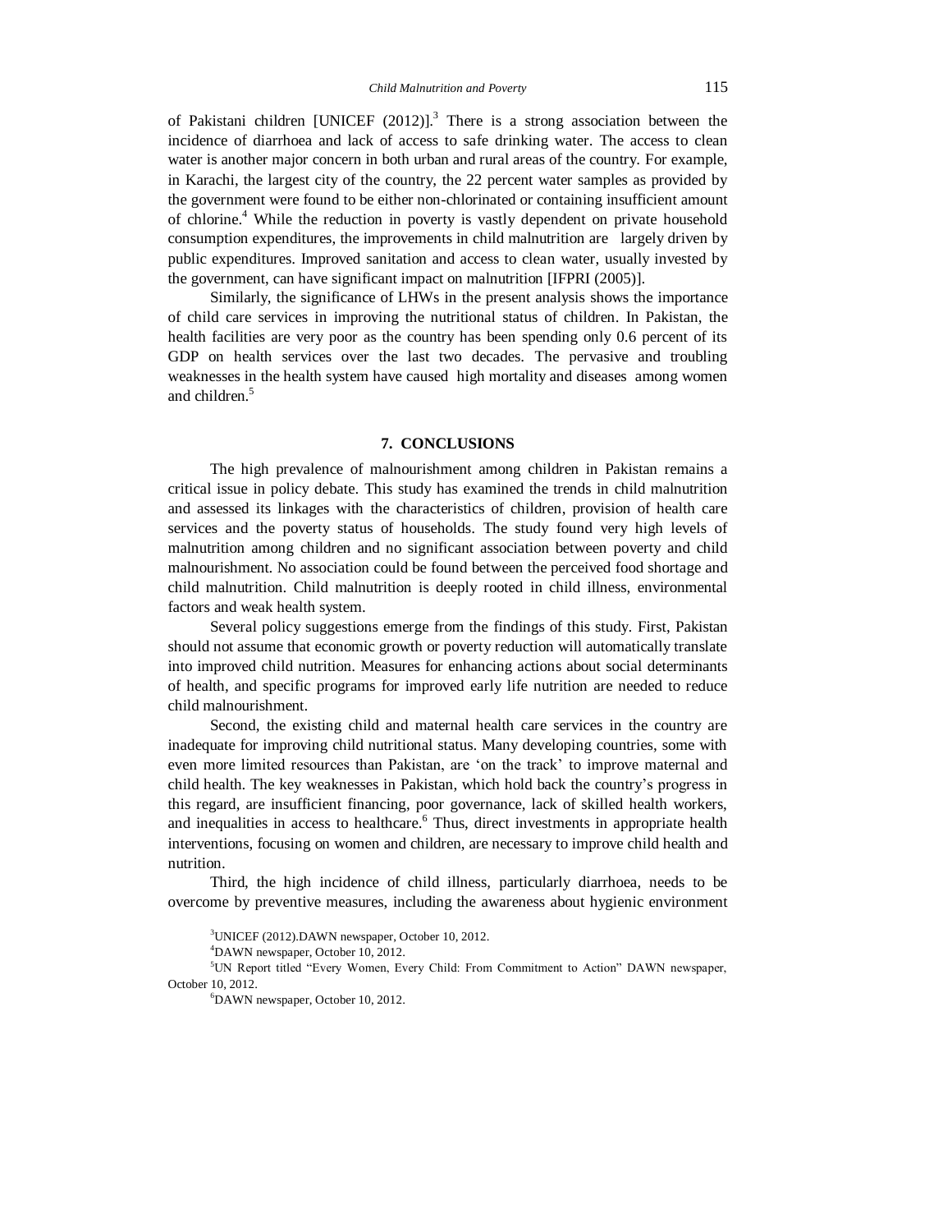of Pakistani children [UNICEF (2012)].[3] There is a strong association between the incidence of diarrhoea and lack of access to safe drinking water. The access to clean water is another major concern in both urban and rural areas of the country. For example, in Karachi, the largest city of the country, the 22 percent water samples as provided by the government were found to be either non-chlorinated or containing insufficient amount of chlorine.[4] While the reduction in poverty is vastly dependent on private household consumption expenditures, the improvements in child malnutrition are largely driven by public expenditures. Improved sanitation and access to clean water, usually invested by the government, can have significant impact on malnutrition [IFPRI (2005)].

Similarly, the significance of LHWs in the present analysis shows the importance of child care services in improving the nutritional status of children. In Pakistan, the health facilities are very poor as the country has been spending only 0.6 percent of its GDP on health services over the last two decades. The pervasive and troubling weaknesses in the health system have caused high mortality and diseases among women and children.[5]

## 7. CONCLUSIONS

The high prevalence of malnourishment among children in Pakistan remains a critical issue in policy debate. This study has examined the trends in child malnutrition and assessed its linkages with the characteristics of children, provision of health care services and the poverty status of households. The study found very high levels of malnutrition among children and no significant association between poverty and child malnourishment. No association could be found between the perceived food shortage and child malnutrition. Child malnutrition is deeply rooted in child illness, environmental factors and weak health system.

Several policy suggestions emerge from the findings of this study. First, Pakistan should not assume that economic growth or poverty reduction will automatically translate into improved child nutrition. Measures for enhancing actions about social determinants of health, and specific programs for improved early life nutrition are needed to reduce child malnourishment.

Second, the existing child and maternal health care services in the country are inadequate for improving child nutritional status. Many developing countries, some with even more limited resources than Pakistan, are 'on the track' to improve maternal and child health. The key weaknesses in Pakistan, which hold back the country's progress in this regard, are insufficient financing, poor governance, lack of skilled health workers, and inequalities in access to healthcare.[6] Thus, direct investments in appropriate health interventions, focusing on women and children, are necessary to improve child health and nutrition.

Third, the high incidence of child illness, particularly diarrhoea, needs to be overcome by preventive measures, including the awareness about hygienic environment

[3] UNICEF (2012).DAWN newspaper, October 10, 2012.

[4] DAWN newspaper, October 10, 2012.

[5] UN Report titled "Every Women, Every Child: From Commitment to Action" DAWN newspaper, October 10, 2012.

[6] DAWN newspaper, October 10, 2012.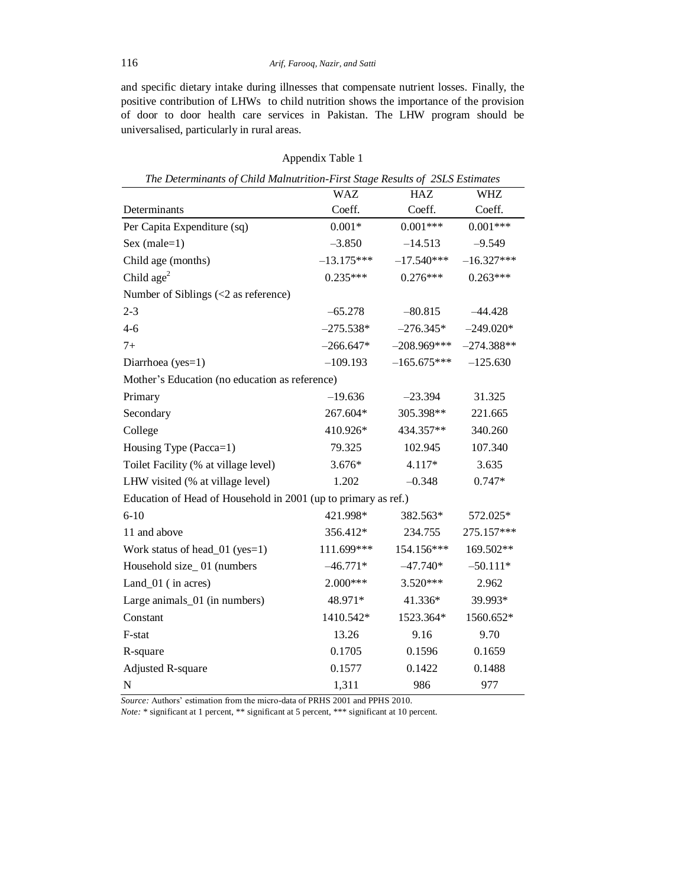and specific dietary intake during illnesses that compensate nutrient losses. Finally, the positive contribution of LHWs to child nutrition shows the importance of the provision of door to door health care services in Pakistan. The LHW program should be universalised, particularly in rural areas.

Appendix Table 1

*The Determinants of Child Malnutrition-First Stage Results of 2SLS Estimates*

| Determinants | WAZ Coeff. | HAZ Coeff. | WHZ Coeff. |
|---|---|---|---|
| Per Capita Expenditure (sq) | 0.001* | 0.001*** | 0.001*** |
| Sex (male=1) | –3.850 | –14.513 | –9.549 |
| Child age (months) | –13.175*** | –17.540*** | –16.327*** |
| Child age$^2$ | 0.235*** | 0.276*** | 0.263*** |
| Number of Siblings (<2 as reference) | | | |
| 2-3 | –65.278 | –80.815 | –44.428 |
| 4-6 | –275.538* | –276.345* | –249.020* |
| 7+ | –266.647* | –208.969*** | –274.388** |
| Diarrhoea (yes=1) | –109.193 | –165.675*** | –125.630 |
| Mother's Education (no education as reference) | | | |
| Primary | –19.636 | –23.394 | 31.325 |
| Secondary | 267.604* | 305.398** | 221.665 |
| College | 410.926* | 434.357** | 340.260 |
| Housing Type (Pacca=1) | 79.325 | 102.945 | 107.340 |
| Toilet Facility (% at village level) | 3.676* | 4.117* | 3.635 |
| LHW visited (% at village level) | 1.202 | –0.348 | 0.747* |
| Education of Head of Household in 2001 (up to primary as ref.) | | | |
| 6-10 | 421.998* | 382.563* | 572.025* |
| 11 and above | 356.412* | 234.755 | 275.157*** |
| Work status of head_01 (yes=1) | 111.699*** | 154.156*** | 169.502** |
| Household size_ 01 (numbers | –46.771* | –47.740* | –50.111* |
| Land_01 ( in acres) | 2.000*** | 3.520*** | 2.962 |
| Large animals_01 (in numbers) | 48.971* | 41.336* | 39.993* |
| Constant | 1410.542* | 1523.364* | 1560.652* |
| F-stat | 13.26 | 9.16 | 9.70 |
| R-square | 0.1705 | 0.1596 | 0.1659 |
| Adjusted R-square | 0.1577 | 0.1422 | 0.1488 |
| N | 1,311 | 986 | 977 |

*Source:* Authors' estimation from the micro-data of PRHS 2001 and PPHS 2010.

*Note:* * significant at 1 percent, ** significant at 5 percent, *** significant at 10 percent.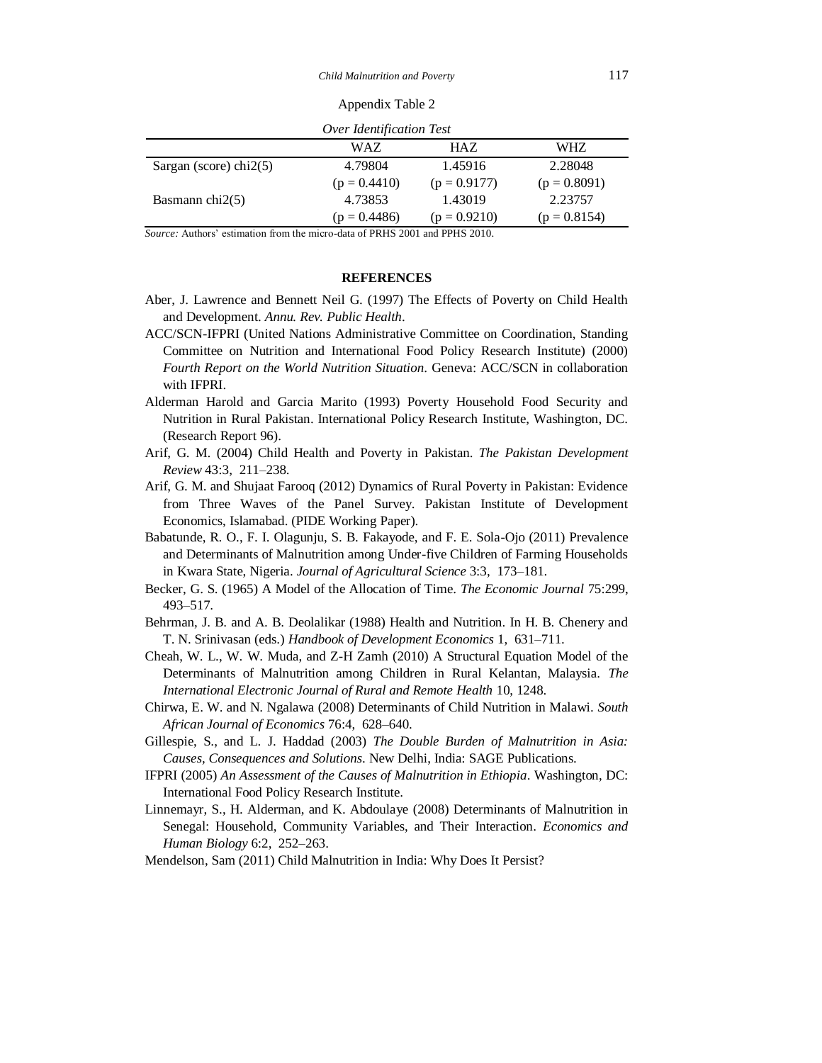Appendix Table 2

*Over Identification Test*

| | WAZ | HAZ | WHZ |
|---|---|---|---|
| Sargan (score) chi2(5) | 4.79804 | 1.45916 | 2.28048 |
| | (p = 0.4410) | (p = 0.9177) | (p = 0.8091) |
| Basmann chi2(5) | 4.73853 | 1.43019 | 2.23757 |
| | (p = 0.4486) | (p = 0.9210) | (p = 0.8154) |

*Source:* Authors' estimation from the micro-data of PRHS 2001 and PPHS 2010.

## REFERENCES

Aber, J. Lawrence and Bennett Neil G. (1997) The Effects of Poverty on Child Health and Development. *Annu. Rev. Public Health*.

ACC/SCN-IFPRI (United Nations Administrative Committee on Coordination, Standing Committee on Nutrition and International Food Policy Research Institute) (2000) *Fourth Report on the World Nutrition Situation*. Geneva: ACC/SCN in collaboration with IFPRI.

Alderman Harold and Garcia Marito (1993) Poverty Household Food Security and Nutrition in Rural Pakistan. International Policy Research Institute, Washington, DC. (Research Report 96).

Arif, G. M. (2004) Child Health and Poverty in Pakistan. *The Pakistan Development Review* 43:3, 211–238.

Arif, G. M. and Shujaat Farooq (2012) Dynamics of Rural Poverty in Pakistan: Evidence from Three Waves of the Panel Survey. Pakistan Institute of Development Economics, Islamabad. (PIDE Working Paper).

Babatunde, R. O., F. I. Olagunju, S. B. Fakayode, and F. E. Sola-Ojo (2011) Prevalence and Determinants of Malnutrition among Under-five Children of Farming Households in Kwara State, Nigeria. *Journal of Agricultural Science* 3:3, 173–181.

Becker, G. S. (1965) A Model of the Allocation of Time. *The Economic Journal* 75:299, 493–517.

Behrman, J. B. and A. B. Deolalikar (1988) Health and Nutrition. In H. B. Chenery and T. N. Srinivasan (eds.) *Handbook of Development Economics* 1, 631–711.

Cheah, W. L., W. W. Muda, and Z-H Zamh (2010) A Structural Equation Model of the Determinants of Malnutrition among Children in Rural Kelantan, Malaysia. *The International Electronic Journal of Rural and Remote Health* 10, 1248.

Chirwa, E. W. and N. Ngalawa (2008) Determinants of Child Nutrition in Malawi. *South African Journal of Economics* 76:4, 628–640.

Gillespie, S., and L. J. Haddad (2003) *The Double Burden of Malnutrition in Asia: Causes, Consequences and Solutions*. New Delhi, India: SAGE Publications.

IFPRI (2005) *An Assessment of the Causes of Malnutrition in Ethiopia*. Washington, DC: International Food Policy Research Institute.

Linnemayr, S., H. Alderman, and K. Abdoulaye (2008) Determinants of Malnutrition in Senegal: Household, Community Variables, and Their Interaction. *Economics and Human Biology* 6:2, 252–263.

Mendelson, Sam (2011) Child Malnutrition in India: Why Does It Persist?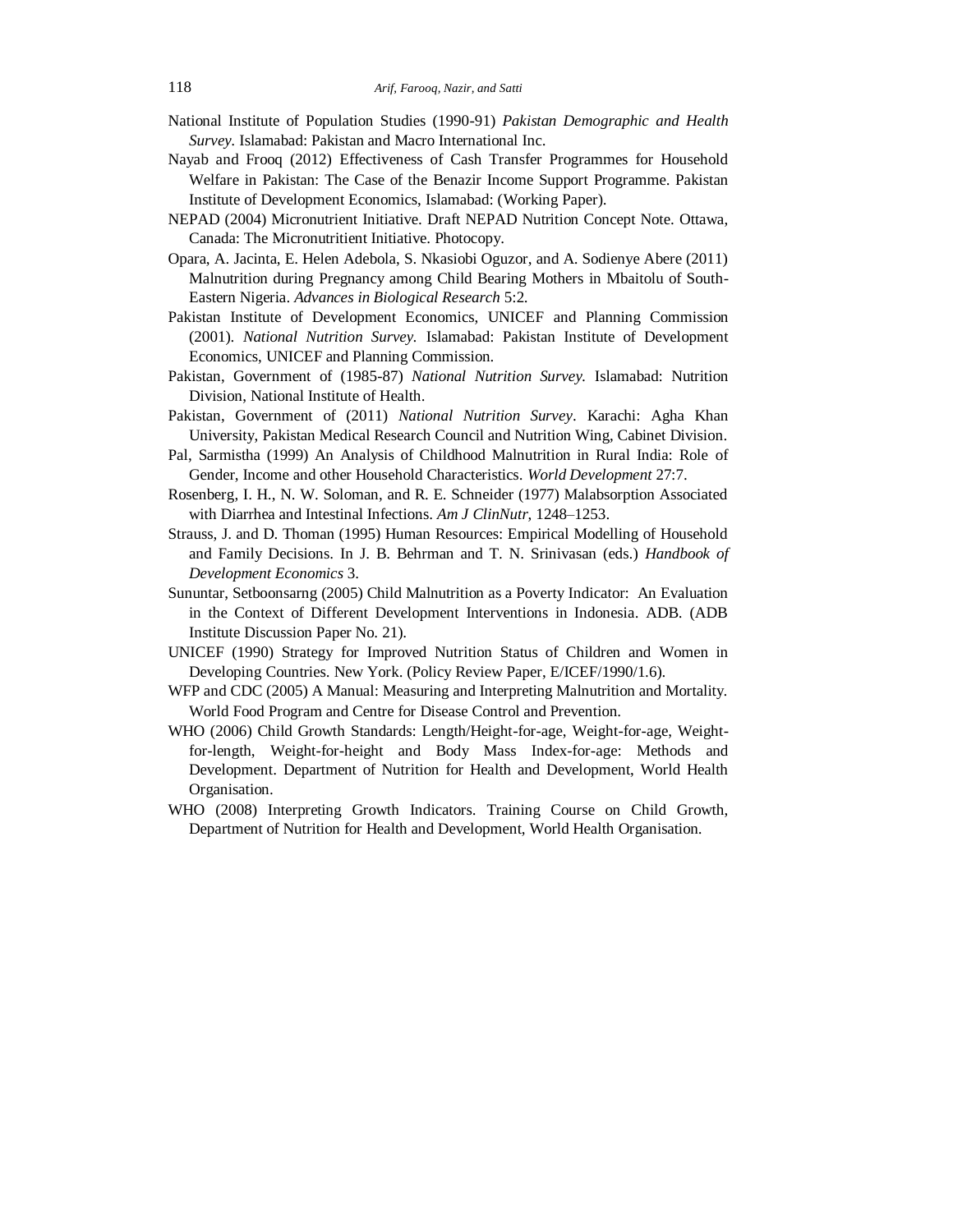National Institute of Population Studies (1990-91) *Pakistan Demographic and Health Survey*. Islamabad: Pakistan and Macro International Inc.

Nayab and Frooq (2012) Effectiveness of Cash Transfer Programmes for Household Welfare in Pakistan: The Case of the Benazir Income Support Programme. Pakistan Institute of Development Economics, Islamabad: (Working Paper).

NEPAD (2004) Micronutrient Initiative. Draft NEPAD Nutrition Concept Note. Ottawa, Canada: The Micronutritient Initiative. Photocopy.

Opara, A. Jacinta, E. Helen Adebola, S. Nkasiobi Oguzor, and A. Sodienye Abere (2011) Malnutrition during Pregnancy among Child Bearing Mothers in Mbaitolu of South-Eastern Nigeria. *Advances in Biological Research* 5:2.

Pakistan Institute of Development Economics, UNICEF and Planning Commission (2001). *National Nutrition Survey*. Islamabad: Pakistan Institute of Development Economics, UNICEF and Planning Commission.

Pakistan, Government of (1985-87) *National Nutrition Survey*. Islamabad: Nutrition Division, National Institute of Health.

Pakistan, Government of (2011) *National Nutrition Survey*. Karachi: Agha Khan University, Pakistan Medical Research Council and Nutrition Wing, Cabinet Division.

Pal, Sarmistha (1999) An Analysis of Childhood Malnutrition in Rural India: Role of Gender, Income and other Household Characteristics. *World Development* 27:7.

Rosenberg, I. H., N. W. Soloman, and R. E. Schneider (1977) Malabsorption Associated with Diarrhea and Intestinal Infections. *Am J ClinNutr*, 1248–1253.

Strauss, J. and D. Thoman (1995) Human Resources: Empirical Modelling of Household and Family Decisions. In J. B. Behrman and T. N. Srinivasan (eds.) *Handbook of Development Economics* 3.

Sununtar, Setboonsarng (2005) Child Malnutrition as a Poverty Indicator: An Evaluation in the Context of Different Development Interventions in Indonesia. ADB. (ADB Institute Discussion Paper No. 21).

UNICEF (1990) Strategy for Improved Nutrition Status of Children and Women in Developing Countries. New York. (Policy Review Paper, E/ICEF/1990/1.6).

WFP and CDC (2005) A Manual: Measuring and Interpreting Malnutrition and Mortality. World Food Program and Centre for Disease Control and Prevention.

WHO (2006) Child Growth Standards: Length/Height-for-age, Weight-for-age, Weight-for-length, Weight-for-height and Body Mass Index-for-age: Methods and Development. Department of Nutrition for Health and Development, World Health Organisation.

WHO (2008) Interpreting Growth Indicators. Training Course on Child Growth, Department of Nutrition for Health and Development, World Health Organisation.